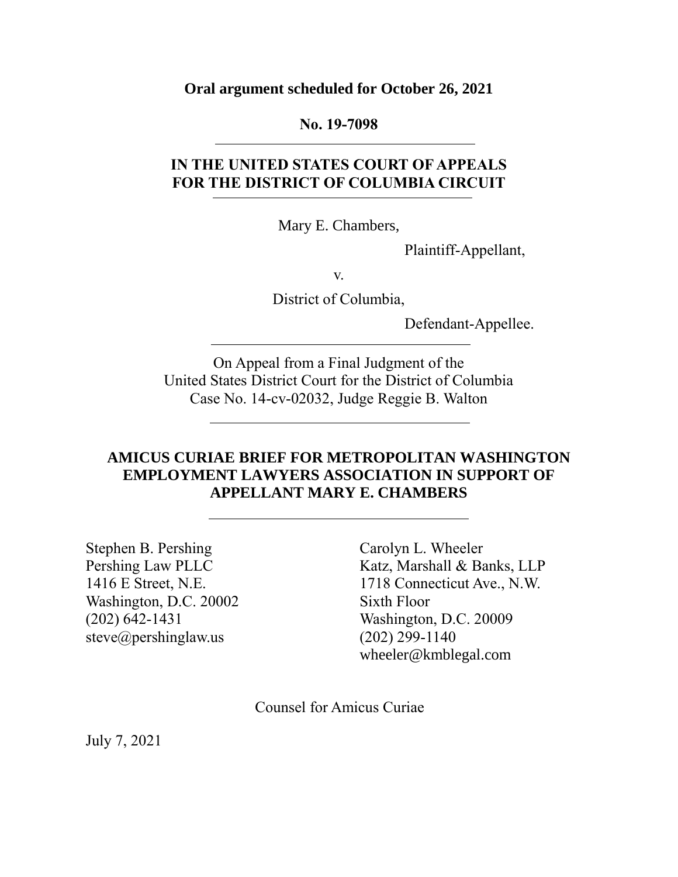**Oral argument scheduled for October 26, 2021**

**No. 19-7098**

---

**IN THE UNITED STATES COURT OF APPEALS FOR THE DISTRICT OF COLUMBIA CIRCUIT**

---

Mary E. Chambers,

Plaintiff-Appellant,

v.

District of Columbia,

Defendant-Appellee.

---

On Appeal from a Final Judgment of the United States District Court for the District of Columbia Case No. 14-cv-02032, Judge Reggie B. Walton

---

**AMICUS CURIAE BRIEF FOR METROPOLITAN WASHINGTON EMPLOYMENT LAWYERS ASSOCIATION IN SUPPORT OF APPELLANT MARY E. CHAMBERS**

---

Stephen B. Pershing
Pershing Law PLLC
1416 E Street, N.E.
Washington, D.C. 20002
(202) 642-1431
steve@pershinglaw.us

Carolyn L. Wheeler
Katz, Marshall & Banks, LLP
1718 Connecticut Ave., N.W.
Sixth Floor
Washington, D.C. 20009
(202) 299-1140
wheeler@kmblegal.com

Counsel for Amicus Curiae

July 7, 2021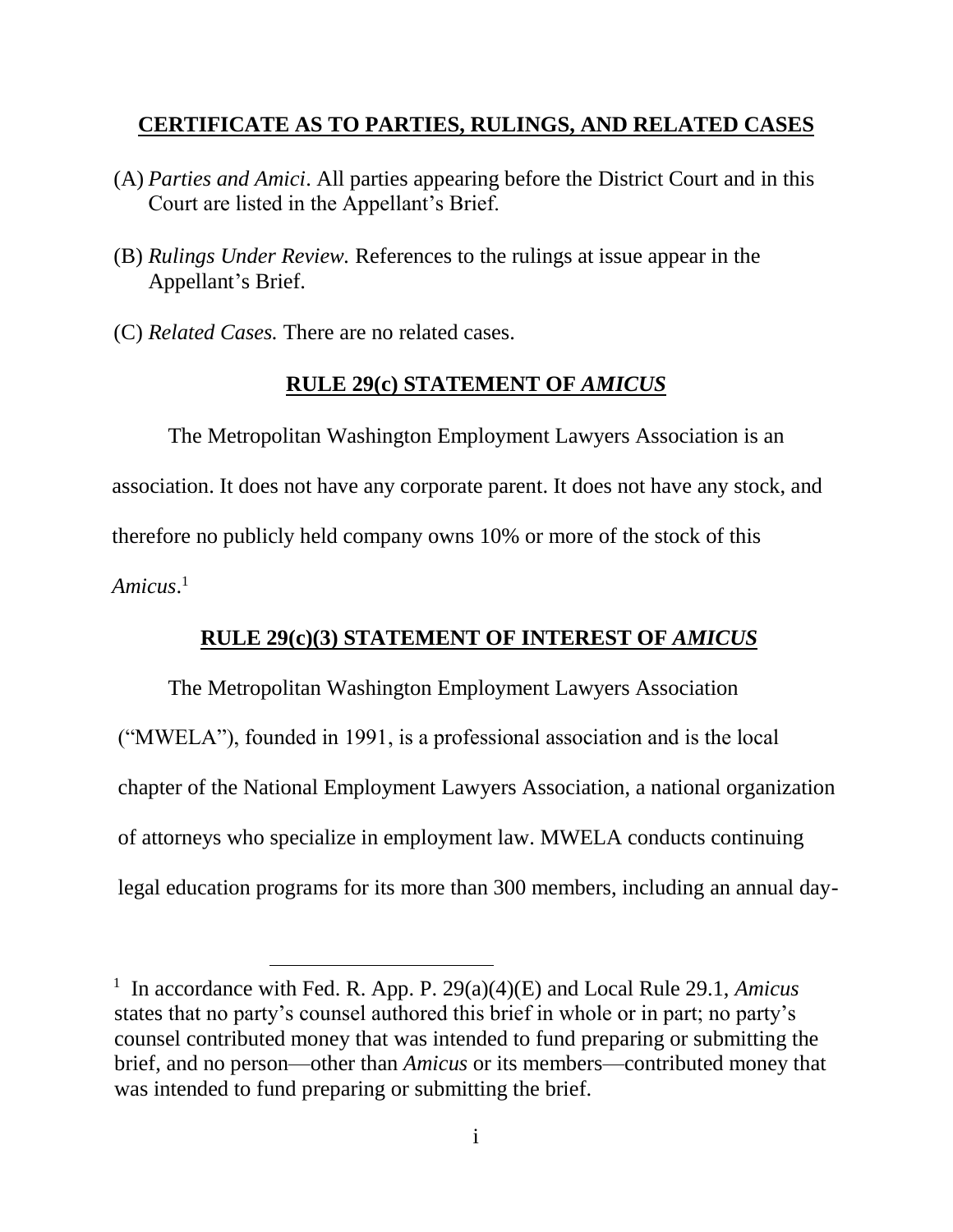## CERTIFICATE AS TO PARTIES, RULINGS, AND RELATED CASES

(A) *Parties and Amici*. All parties appearing before the District Court and in this Court are listed in the Appellant's Brief.

(B) *Rulings Under Review.* References to the rulings at issue appear in the Appellant's Brief.

(C) *Related Cases.* There are no related cases.

## RULE 29(c) STATEMENT OF *AMICUS*

The Metropolitan Washington Employment Lawyers Association is an association. It does not have any corporate parent. It does not have any stock, and therefore no publicly held company owns 10% or more of the stock of this *Amicus*.[1]

## RULE 29(c)(3) STATEMENT OF INTEREST OF *AMICUS*

The Metropolitan Washington Employment Lawyers Association ("MWELA"), founded in 1991, is a professional association and is the local chapter of the National Employment Lawyers Association, a national organization of attorneys who specialize in employment law. MWELA conducts continuing legal education programs for its more than 300 members, including an annual day-

[1] In accordance with Fed. R. App. P. 29(a)(4)(E) and Local Rule 29.1, *Amicus* states that no party's counsel authored this brief in whole or in part; no party's counsel contributed money that was intended to fund preparing or submitting the brief, and no person—other than *Amicus* or its members—contributed money that was intended to fund preparing or submitting the brief.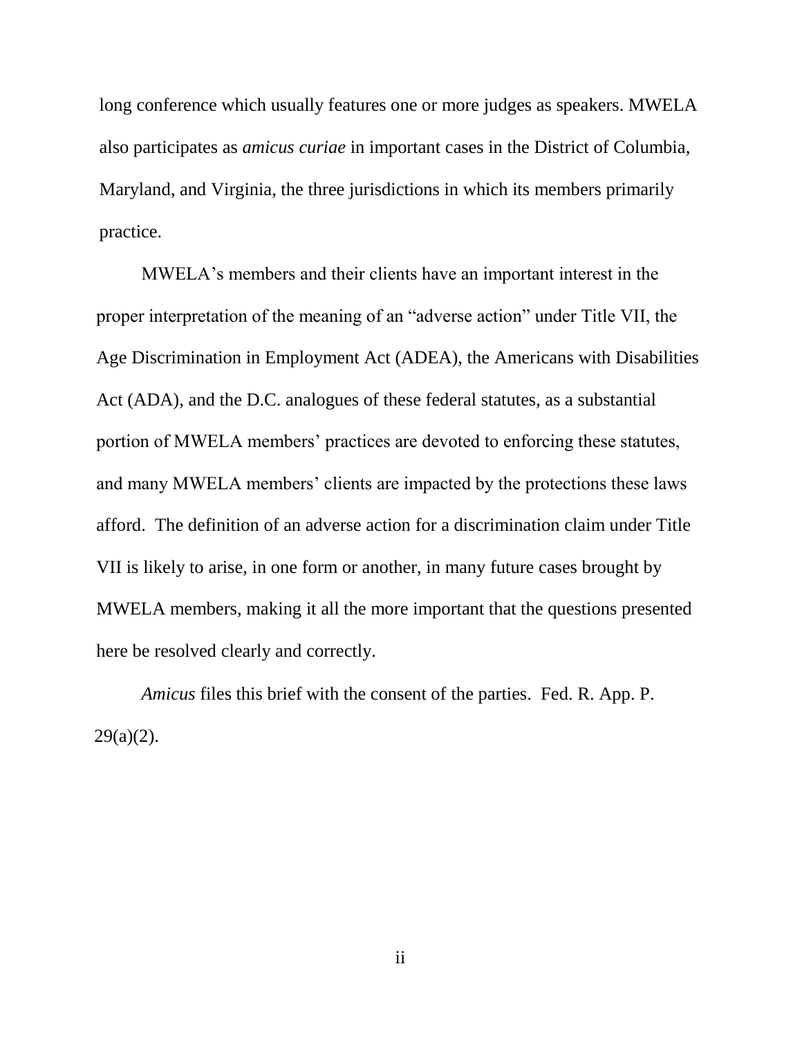long conference which usually features one or more judges as speakers. MWELA also participates as *amicus curiae* in important cases in the District of Columbia, Maryland, and Virginia, the three jurisdictions in which its members primarily practice.

MWELA's members and their clients have an important interest in the proper interpretation of the meaning of an "adverse action" under Title VII, the Age Discrimination in Employment Act (ADEA), the Americans with Disabilities Act (ADA), and the D.C. analogues of these federal statutes, as a substantial portion of MWELA members' practices are devoted to enforcing these statutes, and many MWELA members' clients are impacted by the protections these laws afford. The definition of an adverse action for a discrimination claim under Title VII is likely to arise, in one form or another, in many future cases brought by MWELA members, making it all the more important that the questions presented here be resolved clearly and correctly.

*Amicus* files this brief with the consent of the parties. Fed. R. App. P. 29(a)(2).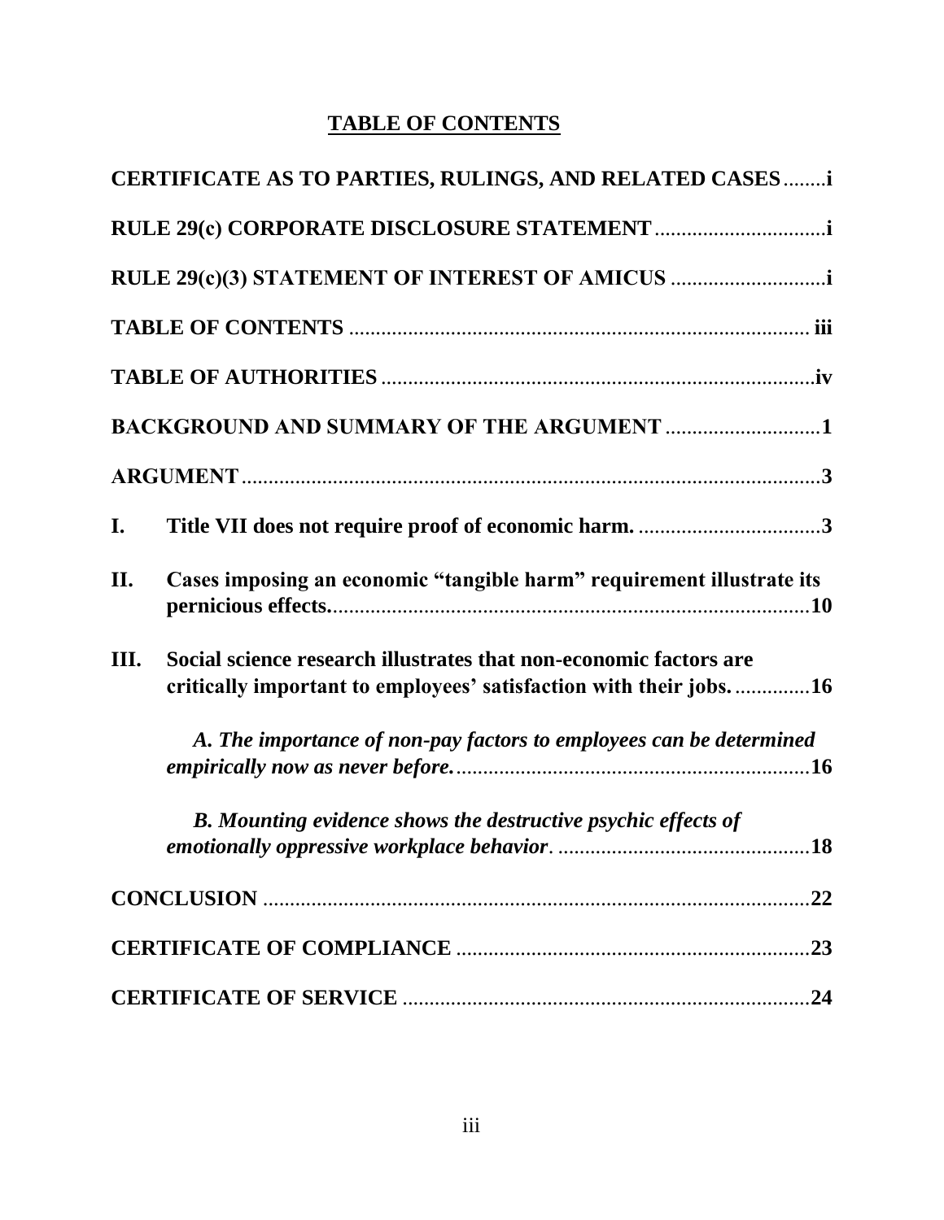# TABLE OF CONTENTS

**CERTIFICATE AS TO PARTIES, RULINGS, AND RELATED CASES**........i

**RULE 29(c) CORPORATE DISCLOSURE STATEMENT**................................i

**RULE 29(c)(3) STATEMENT OF INTEREST OF AMICUS** ............................i

**TABLE OF CONTENTS** ..................................................................................... iii

**TABLE OF AUTHORITIES** ................................................................................iv

**BACKGROUND AND SUMMARY OF THE ARGUMENT** ............................1

**ARGUMENT**..........................................................................................................3

**I. Title VII does not require proof of economic harm.** ..................................3

**II. Cases imposing an economic "tangible harm" requirement illustrate its pernicious effects.**........................................................................................10

**III. Social science research illustrates that non-economic factors are critically important to employees' satisfaction with their jobs.** ..............16

*A. The importance of non-pay factors to employees can be determined empirically now as never before.*..................................................................16

*B. Mounting evidence shows the destructive psychic effects of emotionally oppressive workplace behavior*. ...............................................18

**CONCLUSION** .....................................................................................................22

**CERTIFICATE OF COMPLIANCE** ..................................................................23

**CERTIFICATE OF SERVICE** ............................................................................24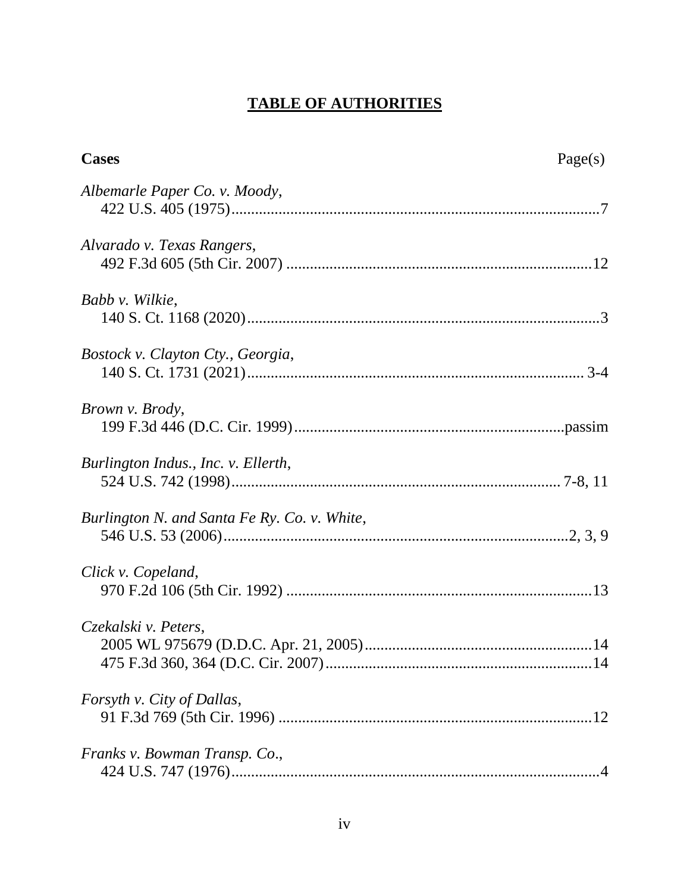# TABLE OF AUTHORITIES

**Cases** Page(s)

*Albemarle Paper Co. v. Moody*,
422 U.S. 405 (1975) ........ 7

*Alvarado v. Texas Rangers*,
492 F.3d 605 (5th Cir. 2007) ........ 12

*Babb v. Wilkie*,
140 S. Ct. 1168 (2020) ........ 3

*Bostock v. Clayton Cty., Georgia*,
140 S. Ct. 1731 (2021) ........ 3-4

*Brown v. Brody*,
199 F.3d 446 (D.C. Cir. 1999) ........ passim

*Burlington Indus., Inc. v. Ellerth*,
524 U.S. 742 (1998) ........ 7-8, 11

*Burlington N. and Santa Fe Ry. Co. v. White*,
546 U.S. 53 (2006) ........ 2, 3, 9

*Click v. Copeland*,
970 F.2d 106 (5th Cir. 1992) ........ 13

*Czekalski v. Peters*,
2005 WL 975679 (D.D.C. Apr. 21, 2005) ........ 14
475 F.3d 360, 364 (D.C. Cir. 2007) ........ 14

*Forsyth v. City of Dallas*,
91 F.3d 769 (5th Cir. 1996) ........ 12

*Franks v. Bowman Transp. Co.*,
424 U.S. 747 (1976) ........ 4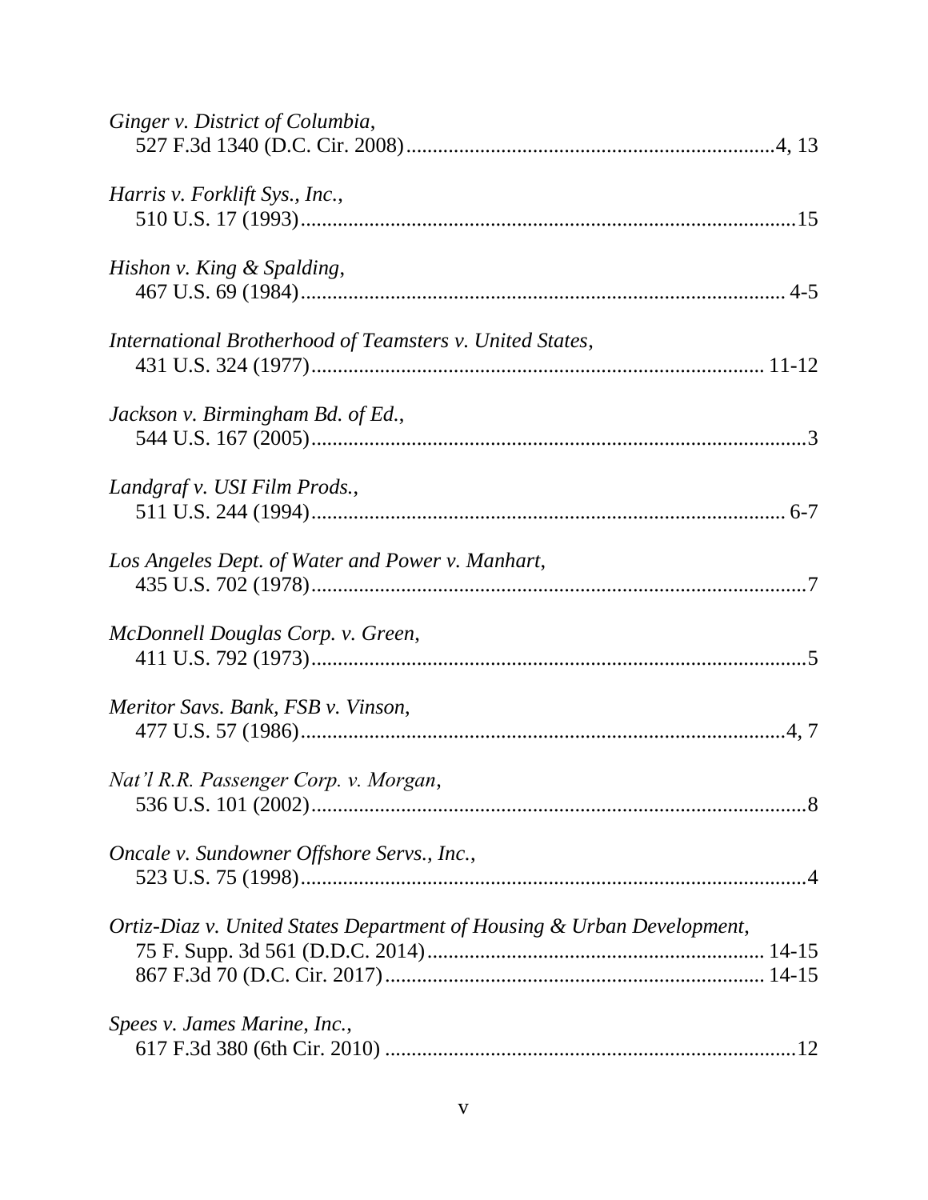*Ginger v. District of Columbia*,
527 F.3d 1340 (D.C. Cir. 2008)....................................................................4, 13

*Harris v. Forklift Sys., Inc.*,
510 U.S. 17 (1993)............................................................................................15

*Hishon v. King & Spalding*,
467 U.S. 69 (1984)........................................................................................... 4-5

*International Brotherhood of Teamsters v. United States*,
431 U.S. 324 (1977).................................................................................... 11-12

*Jackson v. Birmingham Bd. of Ed.*,
544 U.S. 167 (2005)............................................................................................3

*Landgraf v. USI Film Prods.*,
511 U.S. 244 (1994)......................................................................................... 6-7

*Los Angeles Dept. of Water and Power v. Manhart*,
435 U.S. 702 (1978)............................................................................................7

*McDonnell Douglas Corp. v. Green*,
411 U.S. 792 (1973)............................................................................................5

*Meritor Savs. Bank, FSB v. Vinson*,
477 U.S. 57 (1986)..........................................................................................4, 7

*Nat'l R.R. Passenger Corp. v. Morgan*,
536 U.S. 101 (2002)............................................................................................8

*Oncale v. Sundowner Offshore Servs., Inc.*,
523 U.S. 75 (1998)..............................................................................................4

*Ortiz-Diaz v. United States Department of Housing & Urban Development*,
75 F. Supp. 3d 561 (D.D.C. 2014)............................................................. 14-15
867 F.3d 70 (D.C. Cir. 2017)...................................................................... 14-15

*Spees v. James Marine, Inc.*,
617 F.3d 380 (6th Cir. 2010) ............................................................................12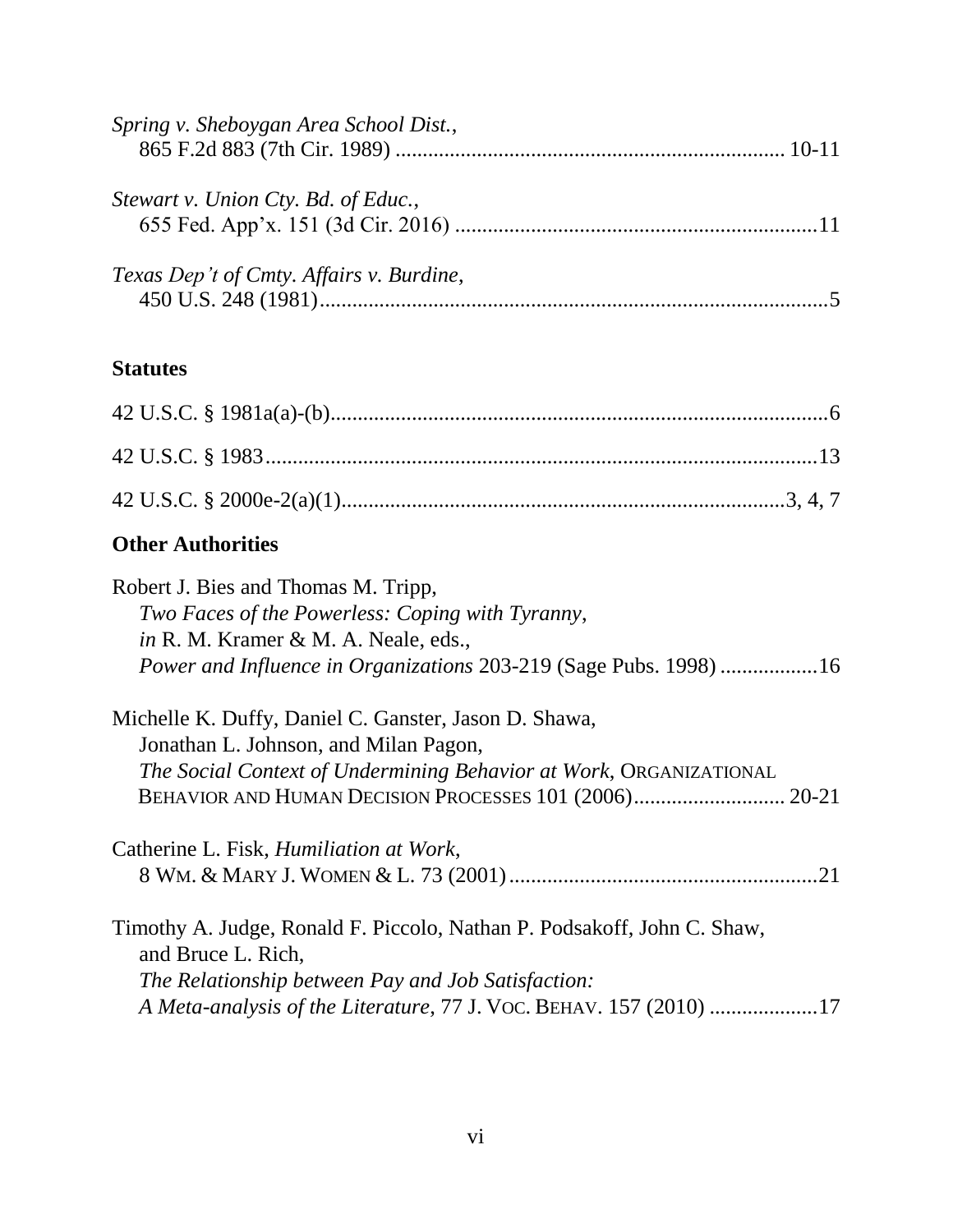*Spring v. Sheboygan Area School Dist.*,
865 F.2d 883 (7th Cir. 1989) ........................................................................ 10-11

*Stewart v. Union Cty. Bd. of Educ.*,
655 Fed. App'x. 151 (3d Cir. 2016) ..................................................................11

*Texas Dep't of Cmty. Affairs v. Burdine*,
450 U.S. 248 (1981)............................................................................................5

**Statutes**

42 U.S.C. § 1981a(a)-(b)...........................................................................................6

42 U.S.C. § 1983.....................................................................................................13

42 U.S.C. § 2000e-2(a)(1)..................................................................................3, 4, 7

**Other Authorities**

Robert J. Bies and Thomas M. Tripp,
*Two Faces of the Powerless: Coping with Tyranny*,
*in* R. M. Kramer & M. A. Neale, eds.,
*Power and Influence in Organizations* 203-219 (Sage Pubs. 1998) .................16

Michelle K. Duffy, Daniel C. Ganster, Jason D. Shawa,
Jonathan L. Johnson, and Milan Pagon,
*The Social Context of Undermining Behavior at Work*, ORGANIZATIONAL BEHAVIOR AND HUMAN DECISION PROCESSES 101 (2006)............................ 20-21

Catherine L. Fisk, *Humiliation at Work*,
8 WM. & MARY J. WOMEN & L. 73 (2001).........................................................21

Timothy A. Judge, Ronald F. Piccolo, Nathan P. Podsakoff, John C. Shaw, and Bruce L. Rich,
*The Relationship between Pay and Job Satisfaction: A Meta-analysis of the Literature*, 77 J. VOC. BEHAV. 157 (2010) ....................17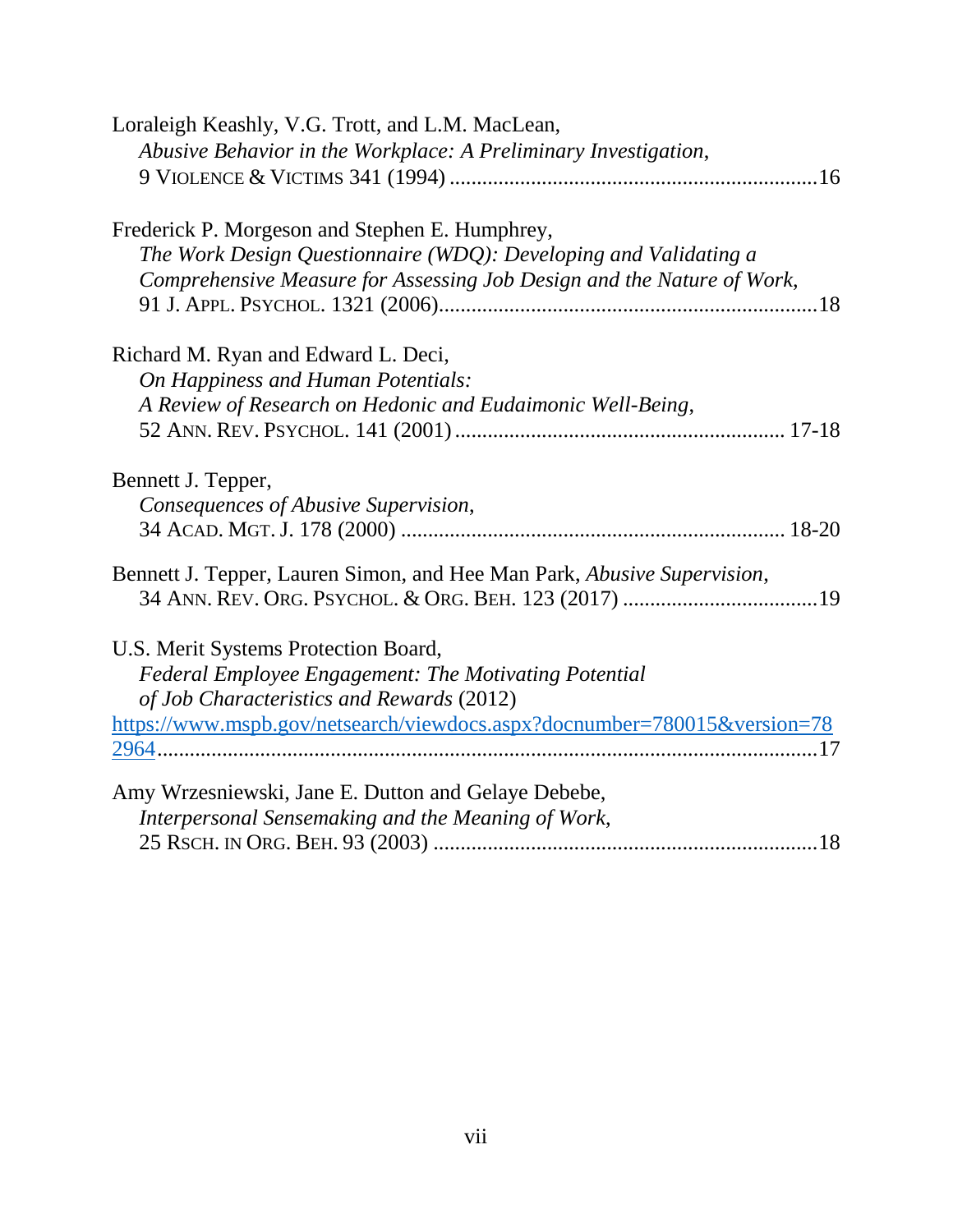Loraleigh Keashly, V.G. Trott, and L.M. MacLean,
*Abusive Behavior in the Workplace: A Preliminary Investigation*,
9 VIOLENCE & VICTIMS 341 (1994) ....................................................................16

Frederick P. Morgeson and Stephen E. Humphrey,
*The Work Design Questionnaire (WDQ): Developing and Validating a Comprehensive Measure for Assessing Job Design and the Nature of Work*,
91 J. APPL. PSYCHOL. 1321 (2006).....................................................................18

Richard M. Ryan and Edward L. Deci,
*On Happiness and Human Potentials: A Review of Research on Hedonic and Eudaimonic Well-Being*,
52 ANN. REV. PSYCHOL. 141 (2001) ............................................................ 17-18

Bennett J. Tepper,
*Consequences of Abusive Supervision*,
34 ACAD. MGT. J. 178 (2000) ...................................................................... 18-20

Bennett J. Tepper, Lauren Simon, and Hee Man Park, *Abusive Supervision*,
34 ANN. REV. ORG. PSYCHOL. & ORG. BEH. 123 (2017) ....................................19

U.S. Merit Systems Protection Board,
*Federal Employee Engagement: The Motivating Potential of Job Characteristics and Rewards* (2012)
https://www.mspb.gov/netsearch/viewdocs.aspx?docnumber=780015&version=782964.........................................................................................................17

Amy Wrzesniewski, Jane E. Dutton and Gelaye Debebe,
*Interpersonal Sensemaking and the Meaning of Work*,
25 RSCH. IN ORG. BEH. 93 (2003) ......................................................................18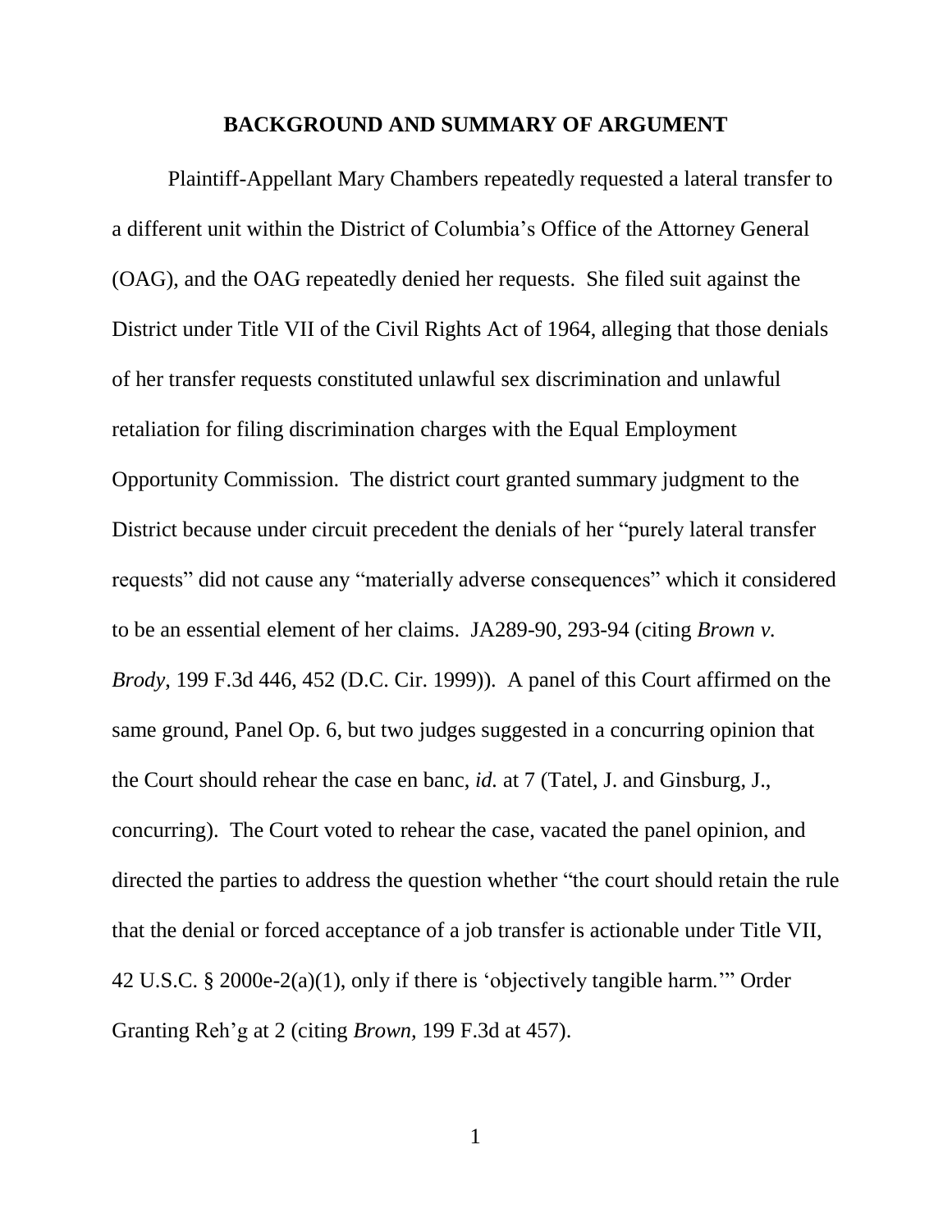## BACKGROUND AND SUMMARY OF ARGUMENT

Plaintiff-Appellant Mary Chambers repeatedly requested a lateral transfer to a different unit within the District of Columbia's Office of the Attorney General (OAG), and the OAG repeatedly denied her requests. She filed suit against the District under Title VII of the Civil Rights Act of 1964, alleging that those denials of her transfer requests constituted unlawful sex discrimination and unlawful retaliation for filing discrimination charges with the Equal Employment Opportunity Commission. The district court granted summary judgment to the District because under circuit precedent the denials of her "purely lateral transfer requests" did not cause any "materially adverse consequences" which it considered to be an essential element of her claims. JA289-90, 293-94 (citing *Brown v. Brody*, 199 F.3d 446, 452 (D.C. Cir. 1999)). A panel of this Court affirmed on the same ground, Panel Op. 6, but two judges suggested in a concurring opinion that the Court should rehear the case en banc, *id.* at 7 (Tatel, J. and Ginsburg, J., concurring). The Court voted to rehear the case, vacated the panel opinion, and directed the parties to address the question whether "the court should retain the rule that the denial or forced acceptance of a job transfer is actionable under Title VII, 42 U.S.C. § 2000e-2(a)(1), only if there is 'objectively tangible harm.'" Order Granting Reh'g at 2 (citing *Brown*, 199 F.3d at 457).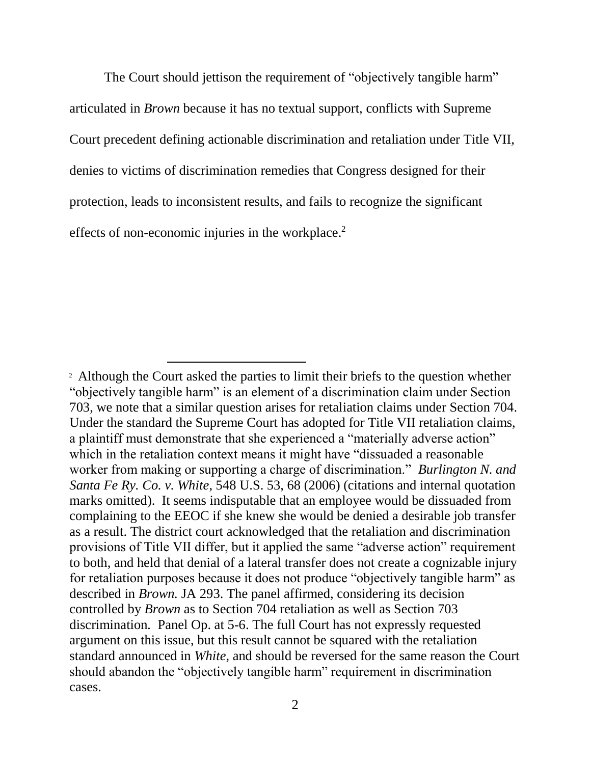The Court should jettison the requirement of "objectively tangible harm" articulated in *Brown* because it has no textual support, conflicts with Supreme Court precedent defining actionable discrimination and retaliation under Title VII, denies to victims of discrimination remedies that Congress designed for their protection, leads to inconsistent results, and fails to recognize the significant effects of non-economic injuries in the workplace.[2]

---

[2] Although the Court asked the parties to limit their briefs to the question whether "objectively tangible harm" is an element of a discrimination claim under Section 703, we note that a similar question arises for retaliation claims under Section 704. Under the standard the Supreme Court has adopted for Title VII retaliation claims, a plaintiff must demonstrate that she experienced a "materially adverse action" which in the retaliation context means it might have "dissuaded a reasonable worker from making or supporting a charge of discrimination." *Burlington N. and Santa Fe Ry. Co. v. White*, 548 U.S. 53, 68 (2006) (citations and internal quotation marks omitted). It seems indisputable that an employee would be dissuaded from complaining to the EEOC if she knew she would be denied a desirable job transfer as a result. The district court acknowledged that the retaliation and discrimination provisions of Title VII differ, but it applied the same "adverse action" requirement to both, and held that denial of a lateral transfer does not create a cognizable injury for retaliation purposes because it does not produce "objectively tangible harm" as described in *Brown.* JA 293. The panel affirmed, considering its decision controlled by *Brown* as to Section 704 retaliation as well as Section 703 discrimination. Panel Op. at 5-6. The full Court has not expressly requested argument on this issue, but this result cannot be squared with the retaliation standard announced in *White,* and should be reversed for the same reason the Court should abandon the "objectively tangible harm" requirement in discrimination cases.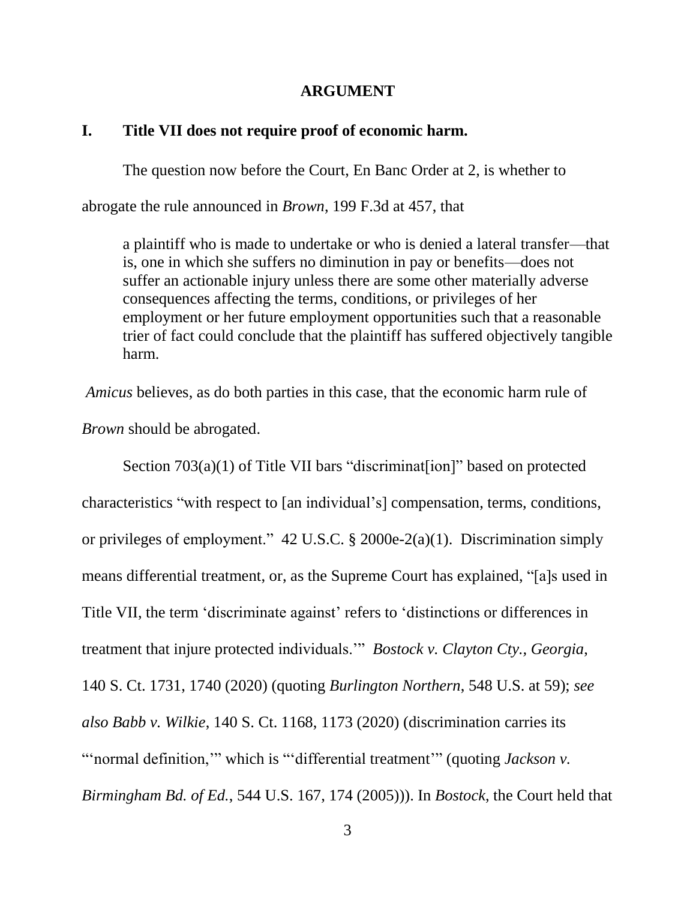## ARGUMENT

### I. Title VII does not require proof of economic harm.

The question now before the Court, En Banc Order at 2, is whether to abrogate the rule announced in *Brown*, 199 F.3d at 457, that

> a plaintiff who is made to undertake or who is denied a lateral transfer—that is, one in which she suffers no diminution in pay or benefits—does not suffer an actionable injury unless there are some other materially adverse consequences affecting the terms, conditions, or privileges of her employment or her future employment opportunities such that a reasonable trier of fact could conclude that the plaintiff has suffered objectively tangible harm.

*Amicus* believes, as do both parties in this case, that the economic harm rule of *Brown* should be abrogated.

Section 703(a)(1) of Title VII bars "discriminat[ion]" based on protected characteristics "with respect to [an individual's] compensation, terms, conditions, or privileges of employment." 42 U.S.C. § 2000e-2(a)(1). Discrimination simply means differential treatment, or, as the Supreme Court has explained, "[a]s used in Title VII, the term 'discriminate against' refers to 'distinctions or differences in treatment that injure protected individuals.'" *Bostock v. Clayton Cty., Georgia*, 140 S. Ct. 1731, 1740 (2020) (quoting *Burlington Northern*, 548 U.S. at 59); *see also Babb v. Wilkie*, 140 S. Ct. 1168, 1173 (2020) (discrimination carries its "'normal definition,'" which is "'differential treatment'" (quoting *Jackson v. Birmingham Bd. of Ed.*, 544 U.S. 167, 174 (2005))). In *Bostock*, the Court held that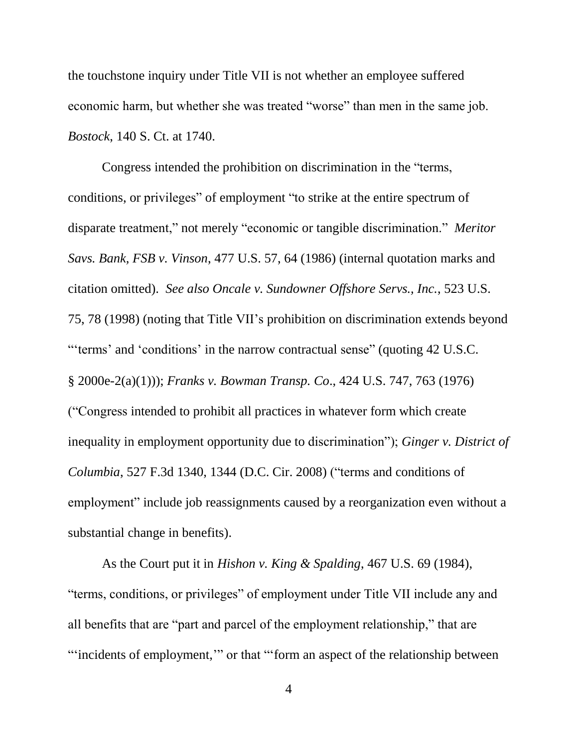the touchstone inquiry under Title VII is not whether an employee suffered economic harm, but whether she was treated "worse" than men in the same job. *Bostock*, 140 S. Ct. at 1740.

Congress intended the prohibition on discrimination in the "terms, conditions, or privileges" of employment "to strike at the entire spectrum of disparate treatment," not merely "economic or tangible discrimination." *Meritor Savs. Bank, FSB v. Vinson*, 477 U.S. 57, 64 (1986) (internal quotation marks and citation omitted). *See also Oncale v. Sundowner Offshore Servs., Inc.*, 523 U.S. 75, 78 (1998) (noting that Title VII's prohibition on discrimination extends beyond "'terms' and 'conditions' in the narrow contractual sense" (quoting 42 U.S.C. § 2000e-2(a)(1))); *Franks v. Bowman Transp. Co*., 424 U.S. 747, 763 (1976) ("Congress intended to prohibit all practices in whatever form which create inequality in employment opportunity due to discrimination"); *Ginger v. District of Columbia*, 527 F.3d 1340, 1344 (D.C. Cir. 2008) ("terms and conditions of employment" include job reassignments caused by a reorganization even without a substantial change in benefits).

As the Court put it in *Hishon v. King & Spalding*, 467 U.S. 69 (1984), "terms, conditions, or privileges" of employment under Title VII include any and all benefits that are "part and parcel of the employment relationship," that are "'incidents of employment,'" or that "'form an aspect of the relationship between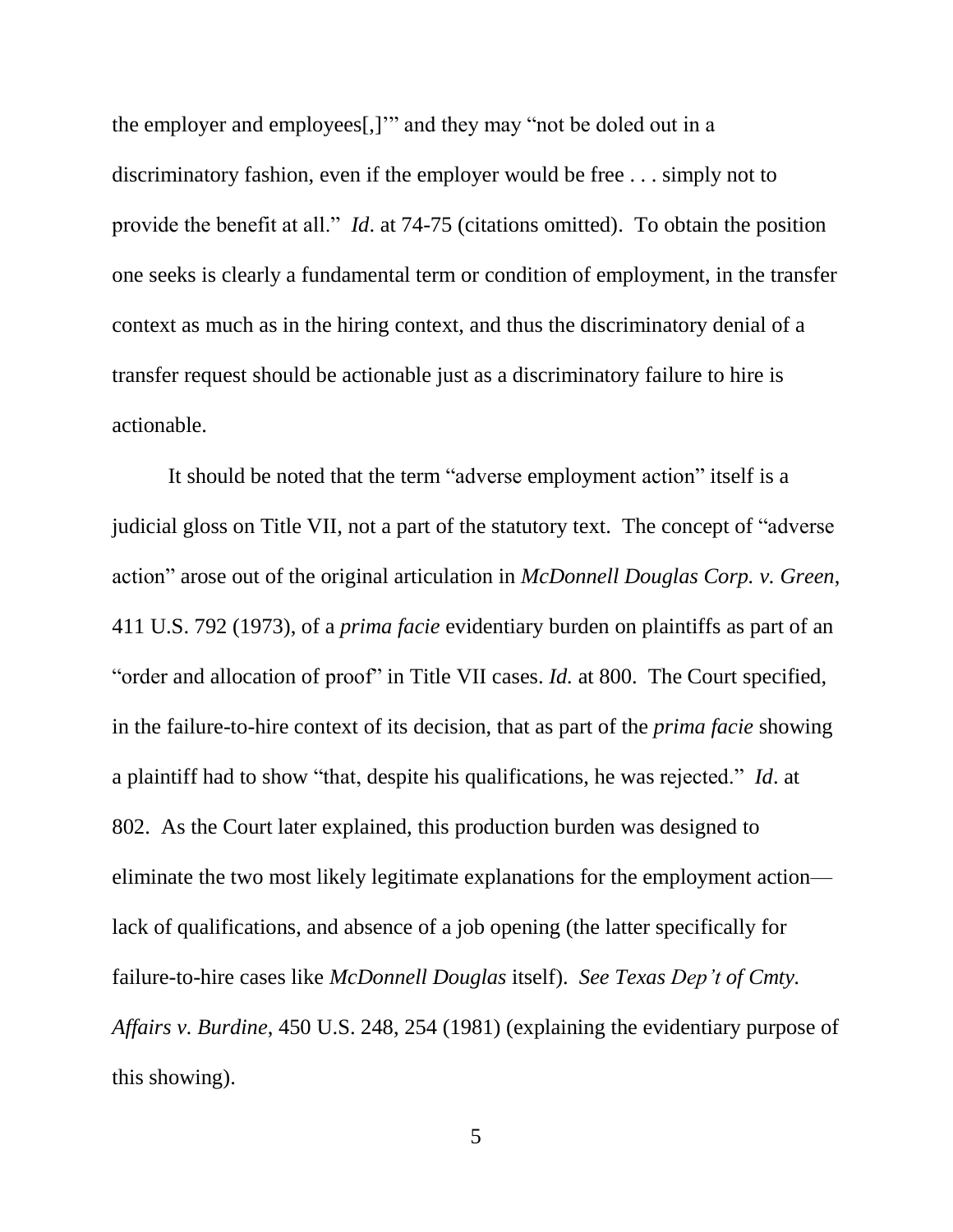the employer and employees[,]'" and they may "not be doled out in a discriminatory fashion, even if the employer would be free . . . simply not to provide the benefit at all." *Id*. at 74-75 (citations omitted). To obtain the position one seeks is clearly a fundamental term or condition of employment, in the transfer context as much as in the hiring context, and thus the discriminatory denial of a transfer request should be actionable just as a discriminatory failure to hire is actionable.

It should be noted that the term "adverse employment action" itself is a judicial gloss on Title VII, not a part of the statutory text. The concept of "adverse action" arose out of the original articulation in *McDonnell Douglas Corp. v. Green*, 411 U.S. 792 (1973), of a *prima facie* evidentiary burden on plaintiffs as part of an "order and allocation of proof" in Title VII cases. *Id.* at 800. The Court specified, in the failure-to-hire context of its decision, that as part of the *prima facie* showing a plaintiff had to show "that, despite his qualifications, he was rejected." *Id*. at 802. As the Court later explained, this production burden was designed to eliminate the two most likely legitimate explanations for the employment action—lack of qualifications, and absence of a job opening (the latter specifically for failure-to-hire cases like *McDonnell Douglas* itself). *See Texas Dep't of Cmty. Affairs v. Burdine*, 450 U.S. 248, 254 (1981) (explaining the evidentiary purpose of this showing).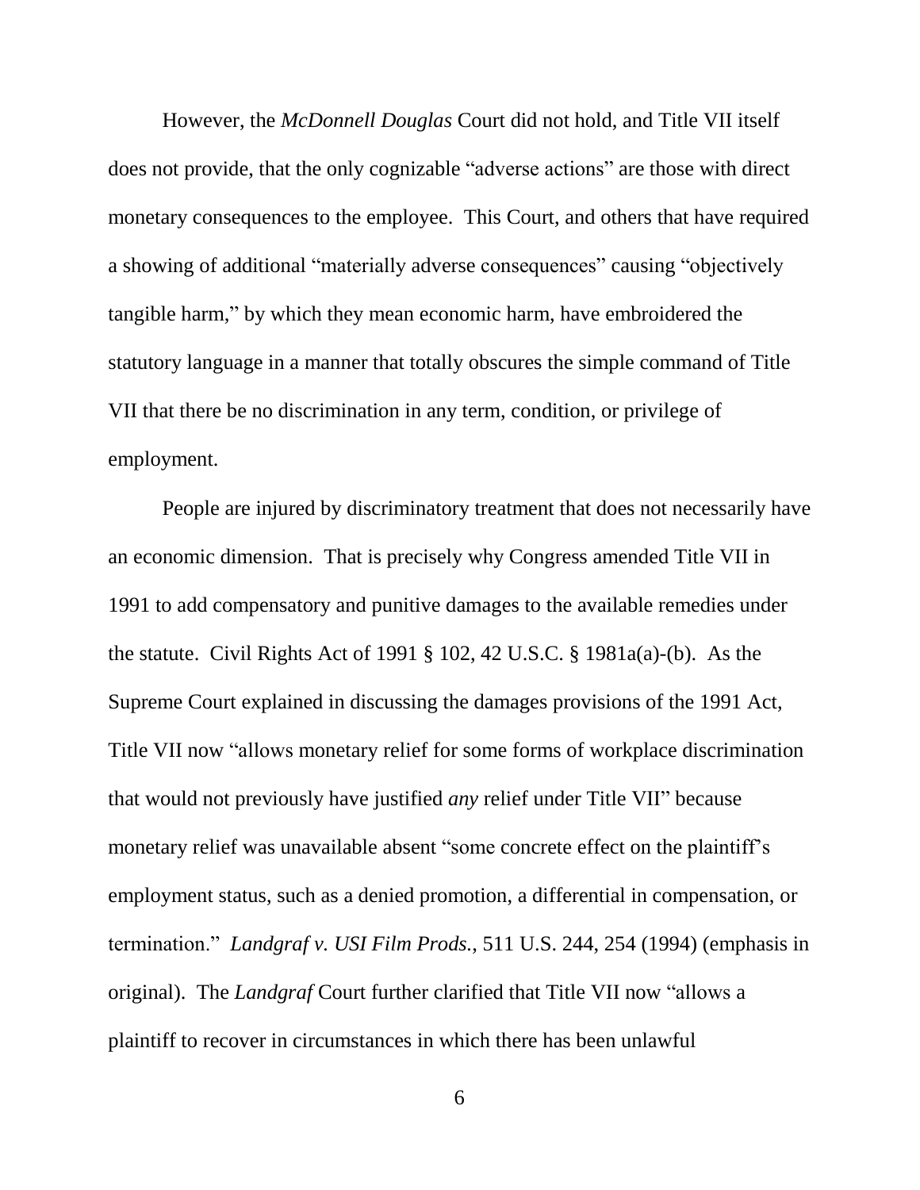However, the *McDonnell Douglas* Court did not hold, and Title VII itself does not provide, that the only cognizable "adverse actions" are those with direct monetary consequences to the employee. This Court, and others that have required a showing of additional "materially adverse consequences" causing "objectively tangible harm," by which they mean economic harm, have embroidered the statutory language in a manner that totally obscures the simple command of Title VII that there be no discrimination in any term, condition, or privilege of employment.

People are injured by discriminatory treatment that does not necessarily have an economic dimension. That is precisely why Congress amended Title VII in 1991 to add compensatory and punitive damages to the available remedies under the statute. Civil Rights Act of 1991 § 102, 42 U.S.C. § 1981a(a)-(b). As the Supreme Court explained in discussing the damages provisions of the 1991 Act, Title VII now "allows monetary relief for some forms of workplace discrimination that would not previously have justified *any* relief under Title VII" because monetary relief was unavailable absent "some concrete effect on the plaintiff's employment status, such as a denied promotion, a differential in compensation, or termination." *Landgraf v. USI Film Prods.*, 511 U.S. 244, 254 (1994) (emphasis in original). The *Landgraf* Court further clarified that Title VII now "allows a plaintiff to recover in circumstances in which there has been unlawful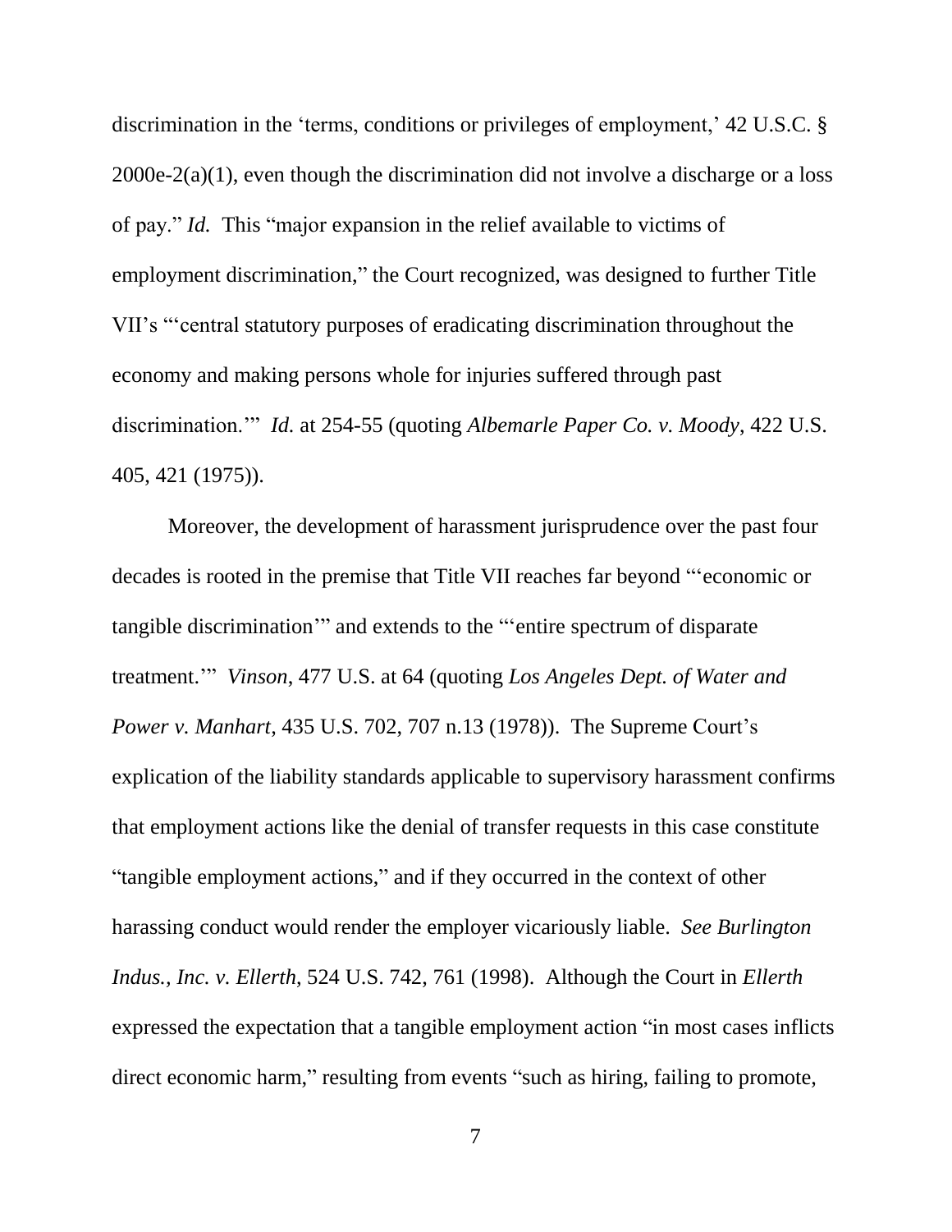discrimination in the 'terms, conditions or privileges of employment,' 42 U.S.C. § 2000e-2(a)(1), even though the discrimination did not involve a discharge or a loss of pay." *Id.* This "major expansion in the relief available to victims of employment discrimination," the Court recognized, was designed to further Title VII's "'central statutory purposes of eradicating discrimination throughout the economy and making persons whole for injuries suffered through past discrimination.'" *Id.* at 254-55 (quoting *Albemarle Paper Co. v. Moody*, 422 U.S. 405, 421 (1975)).

Moreover, the development of harassment jurisprudence over the past four decades is rooted in the premise that Title VII reaches far beyond "'economic or tangible discrimination'" and extends to the "'entire spectrum of disparate treatment.'" *Vinson*, 477 U.S. at 64 (quoting *Los Angeles Dept. of Water and Power v. Manhart*, 435 U.S. 702, 707 n.13 (1978)). The Supreme Court's explication of the liability standards applicable to supervisory harassment confirms that employment actions like the denial of transfer requests in this case constitute "tangible employment actions," and if they occurred in the context of other harassing conduct would render the employer vicariously liable. *See Burlington Indus., Inc. v. Ellerth*, 524 U.S. 742, 761 (1998). Although the Court in *Ellerth* expressed the expectation that a tangible employment action "in most cases inflicts direct economic harm," resulting from events "such as hiring, failing to promote,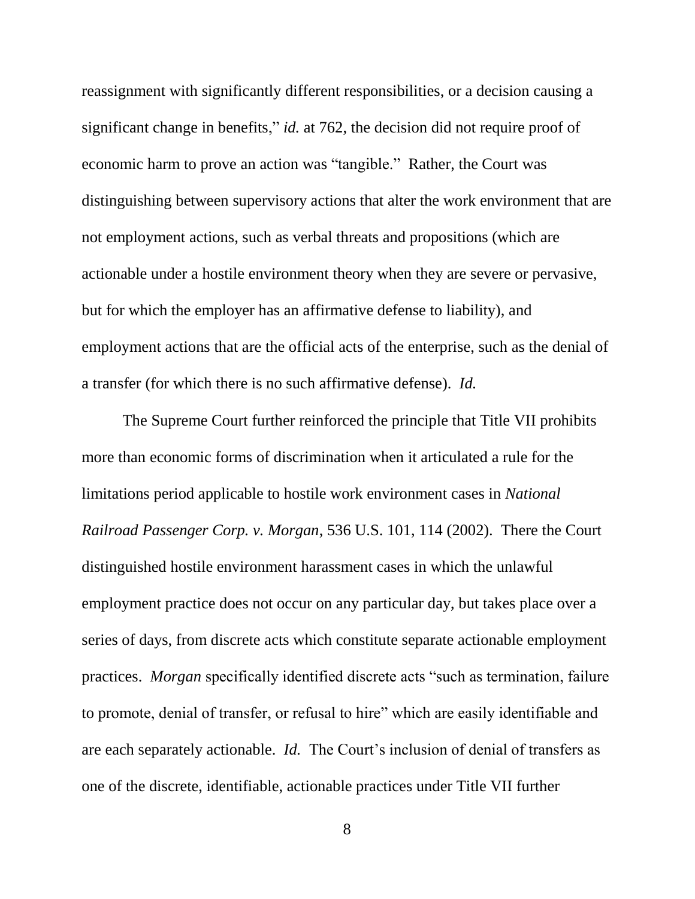reassignment with significantly different responsibilities, or a decision causing a significant change in benefits," *id.* at 762, the decision did not require proof of economic harm to prove an action was "tangible." Rather, the Court was distinguishing between supervisory actions that alter the work environment that are not employment actions, such as verbal threats and propositions (which are actionable under a hostile environment theory when they are severe or pervasive, but for which the employer has an affirmative defense to liability), and employment actions that are the official acts of the enterprise, such as the denial of a transfer (for which there is no such affirmative defense). *Id.*

The Supreme Court further reinforced the principle that Title VII prohibits more than economic forms of discrimination when it articulated a rule for the limitations period applicable to hostile work environment cases in *National Railroad Passenger Corp. v. Morgan*, 536 U.S. 101, 114 (2002). There the Court distinguished hostile environment harassment cases in which the unlawful employment practice does not occur on any particular day, but takes place over a series of days, from discrete acts which constitute separate actionable employment practices. *Morgan* specifically identified discrete acts "such as termination, failure to promote, denial of transfer, or refusal to hire" which are easily identifiable and are each separately actionable. *Id.* The Court's inclusion of denial of transfers as one of the discrete, identifiable, actionable practices under Title VII further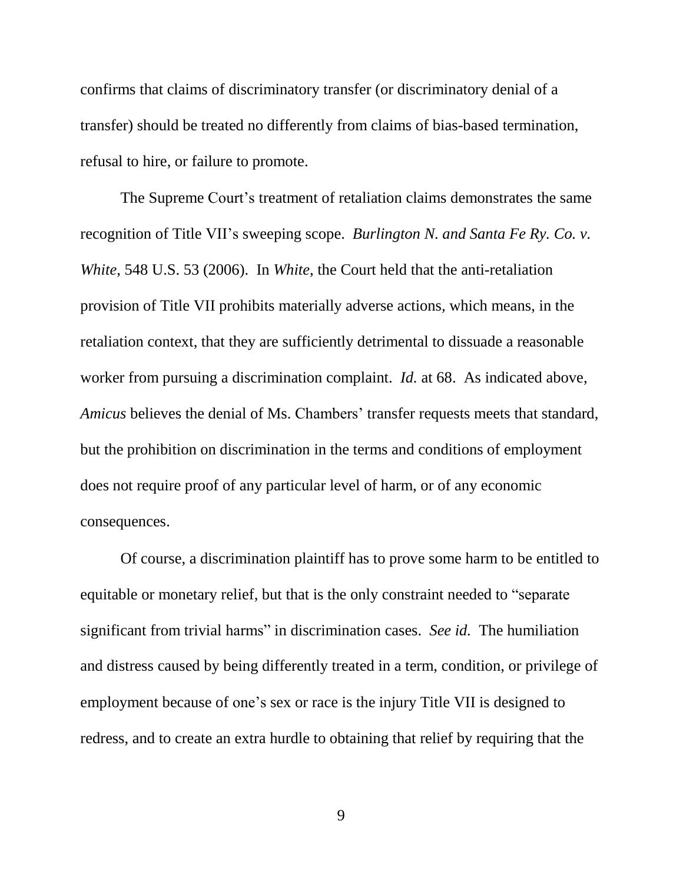confirms that claims of discriminatory transfer (or discriminatory denial of a transfer) should be treated no differently from claims of bias-based termination, refusal to hire, or failure to promote.

The Supreme Court's treatment of retaliation claims demonstrates the same recognition of Title VII's sweeping scope. *Burlington N. and Santa Fe Ry. Co. v. White*, 548 U.S. 53 (2006). In *White*, the Court held that the anti-retaliation provision of Title VII prohibits materially adverse actions, which means, in the retaliation context, that they are sufficiently detrimental to dissuade a reasonable worker from pursuing a discrimination complaint. *Id.* at 68. As indicated above, *Amicus* believes the denial of Ms. Chambers' transfer requests meets that standard, but the prohibition on discrimination in the terms and conditions of employment does not require proof of any particular level of harm, or of any economic consequences.

Of course, a discrimination plaintiff has to prove some harm to be entitled to equitable or monetary relief, but that is the only constraint needed to "separate significant from trivial harms" in discrimination cases. *See id.* The humiliation and distress caused by being differently treated in a term, condition, or privilege of employment because of one's sex or race is the injury Title VII is designed to redress, and to create an extra hurdle to obtaining that relief by requiring that the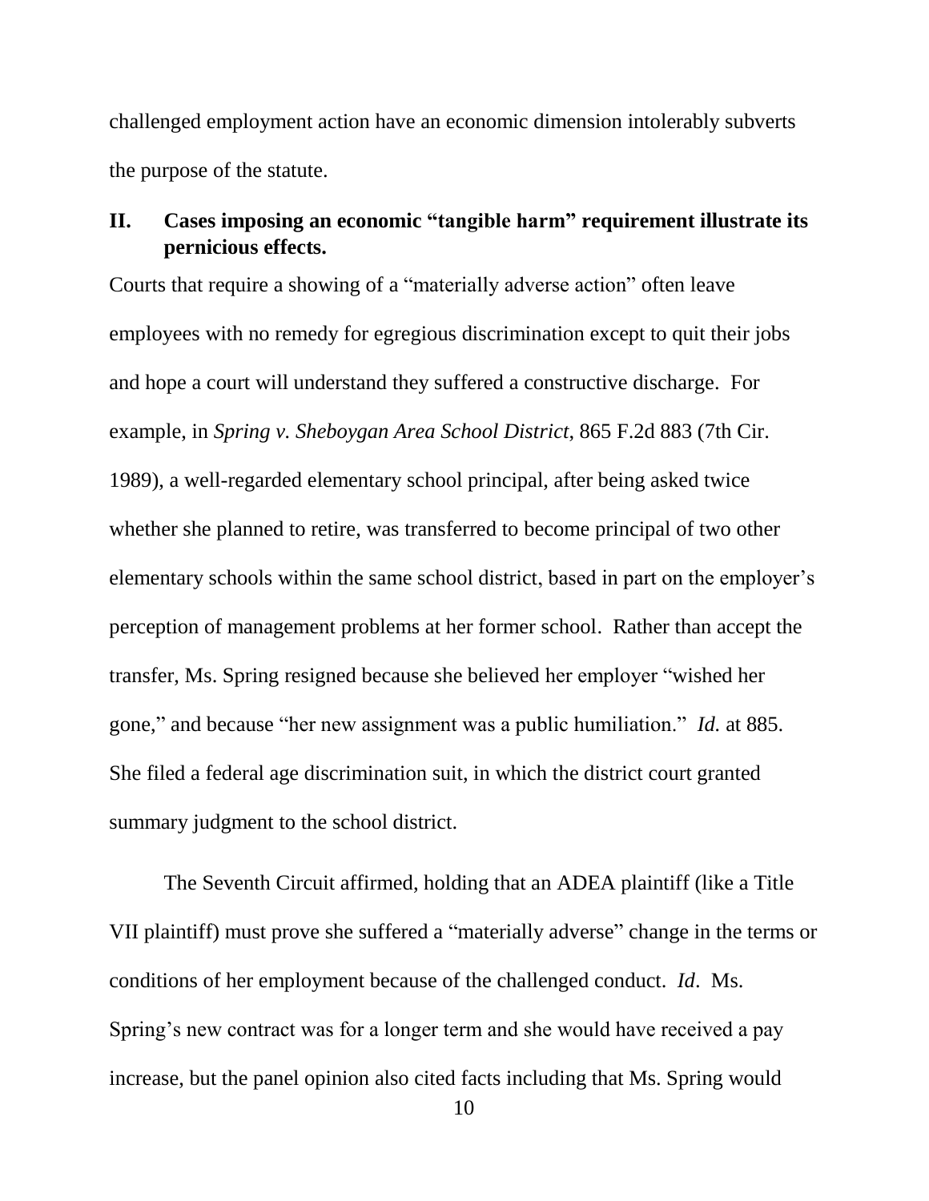challenged employment action have an economic dimension intolerably subverts the purpose of the statute.

## II. Cases imposing an economic "tangible harm" requirement illustrate its pernicious effects.

Courts that require a showing of a "materially adverse action" often leave employees with no remedy for egregious discrimination except to quit their jobs and hope a court will understand they suffered a constructive discharge. For example, in *Spring v. Sheboygan Area School District*, 865 F.2d 883 (7th Cir. 1989), a well-regarded elementary school principal, after being asked twice whether she planned to retire, was transferred to become principal of two other elementary schools within the same school district, based in part on the employer's perception of management problems at her former school. Rather than accept the transfer, Ms. Spring resigned because she believed her employer "wished her gone," and because "her new assignment was a public humiliation." *Id.* at 885. She filed a federal age discrimination suit, in which the district court granted summary judgment to the school district.

The Seventh Circuit affirmed, holding that an ADEA plaintiff (like a Title VII plaintiff) must prove she suffered a "materially adverse" change in the terms or conditions of her employment because of the challenged conduct. *Id*. Ms. Spring's new contract was for a longer term and she would have received a pay increase, but the panel opinion also cited facts including that Ms. Spring would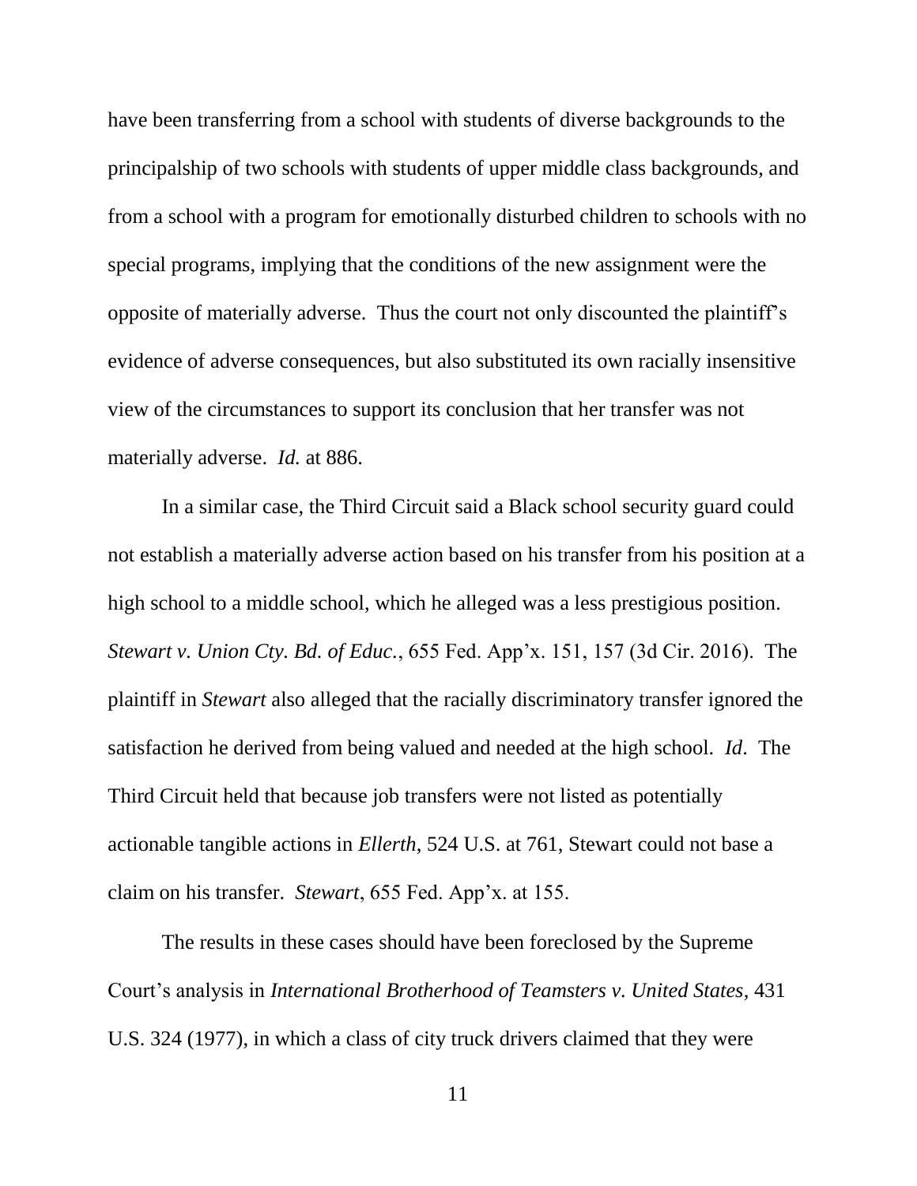have been transferring from a school with students of diverse backgrounds to the principalship of two schools with students of upper middle class backgrounds, and from a school with a program for emotionally disturbed children to schools with no special programs, implying that the conditions of the new assignment were the opposite of materially adverse. Thus the court not only discounted the plaintiff's evidence of adverse consequences, but also substituted its own racially insensitive view of the circumstances to support its conclusion that her transfer was not materially adverse. *Id.* at 886.

In a similar case, the Third Circuit said a Black school security guard could not establish a materially adverse action based on his transfer from his position at a high school to a middle school, which he alleged was a less prestigious position. *Stewart v. Union Cty. Bd. of Educ.*, 655 Fed. App'x. 151, 157 (3d Cir. 2016). The plaintiff in *Stewart* also alleged that the racially discriminatory transfer ignored the satisfaction he derived from being valued and needed at the high school. *Id*. The Third Circuit held that because job transfers were not listed as potentially actionable tangible actions in *Ellerth*, 524 U.S. at 761, Stewart could not base a claim on his transfer. *Stewart*, 655 Fed. App'x. at 155.

The results in these cases should have been foreclosed by the Supreme Court's analysis in *International Brotherhood of Teamsters v. United States*, 431 U.S. 324 (1977), in which a class of city truck drivers claimed that they were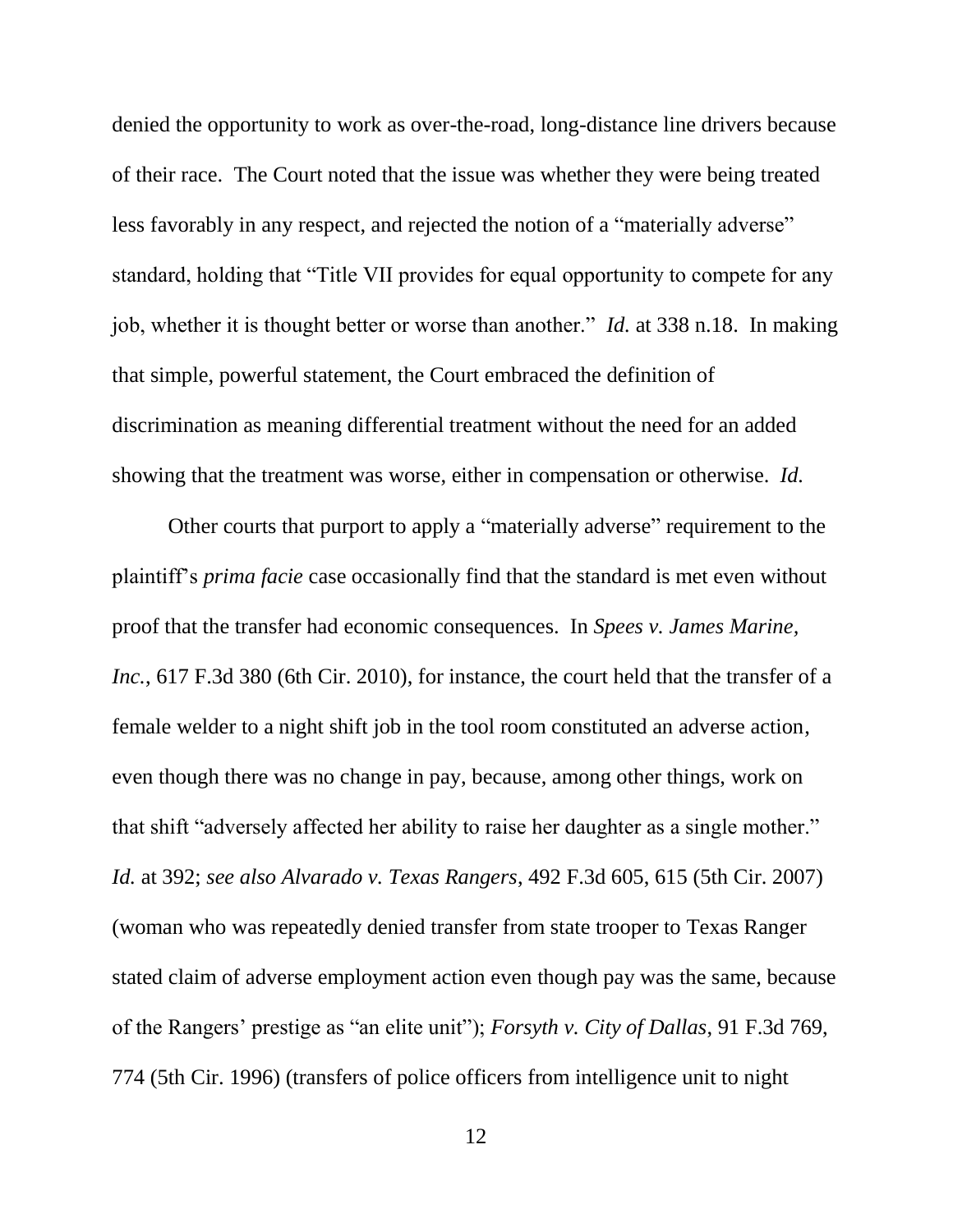denied the opportunity to work as over-the-road, long-distance line drivers because of their race. The Court noted that the issue was whether they were being treated less favorably in any respect, and rejected the notion of a "materially adverse" standard, holding that "Title VII provides for equal opportunity to compete for any job, whether it is thought better or worse than another." *Id.* at 338 n.18. In making that simple, powerful statement, the Court embraced the definition of discrimination as meaning differential treatment without the need for an added showing that the treatment was worse, either in compensation or otherwise. *Id.*

Other courts that purport to apply a "materially adverse" requirement to the plaintiff's *prima facie* case occasionally find that the standard is met even without proof that the transfer had economic consequences. In *Spees v. James Marine, Inc.*, 617 F.3d 380 (6th Cir. 2010), for instance, the court held that the transfer of a female welder to a night shift job in the tool room constituted an adverse action, even though there was no change in pay, because, among other things, work on that shift "adversely affected her ability to raise her daughter as a single mother." *Id.* at 392; *see also Alvarado v. Texas Rangers*, 492 F.3d 605, 615 (5th Cir. 2007) (woman who was repeatedly denied transfer from state trooper to Texas Ranger stated claim of adverse employment action even though pay was the same, because of the Rangers' prestige as "an elite unit"); *Forsyth v. City of Dallas*, 91 F.3d 769, 774 (5th Cir. 1996) (transfers of police officers from intelligence unit to night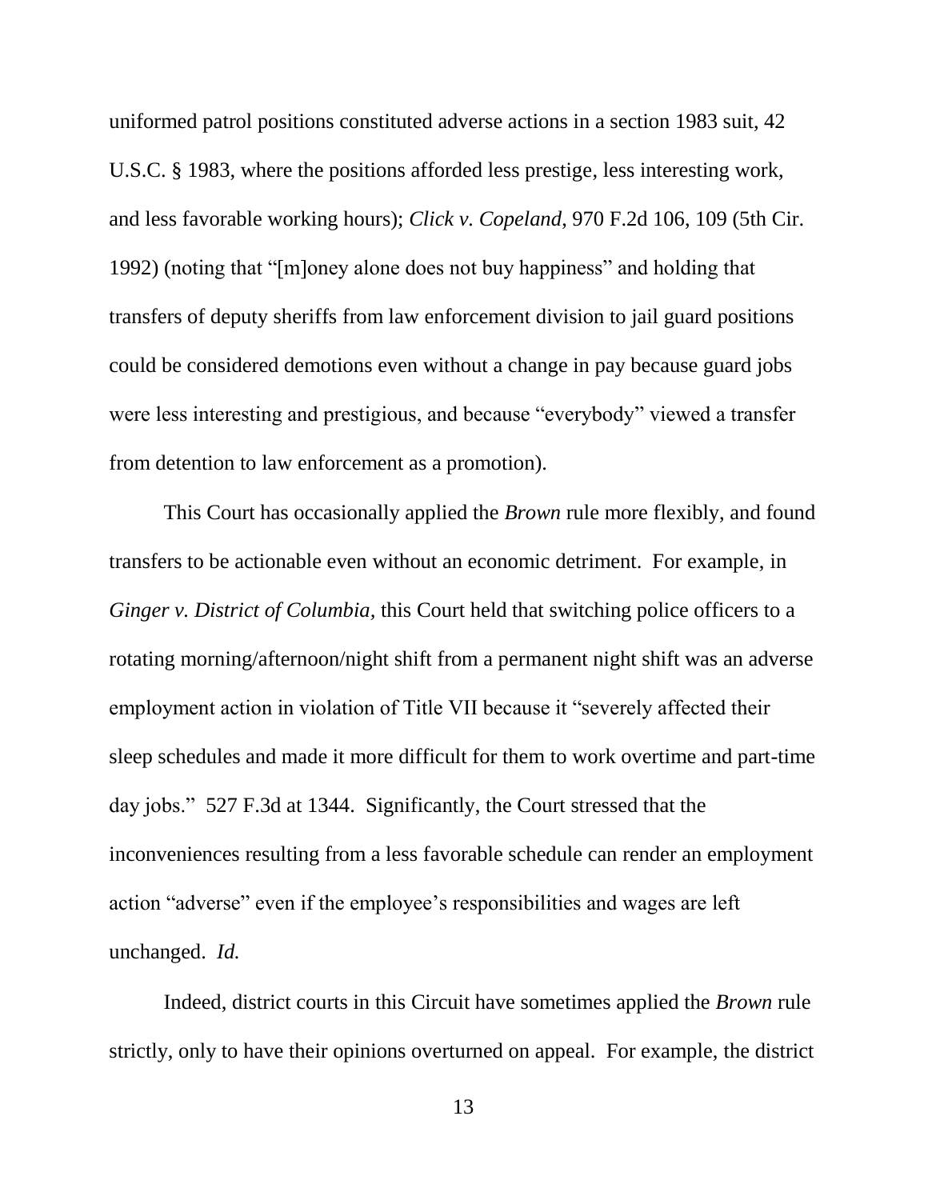uniformed patrol positions constituted adverse actions in a section 1983 suit, 42 U.S.C. § 1983, where the positions afforded less prestige, less interesting work, and less favorable working hours); *Click v. Copeland*, 970 F.2d 106, 109 (5th Cir. 1992) (noting that "[m]oney alone does not buy happiness" and holding that transfers of deputy sheriffs from law enforcement division to jail guard positions could be considered demotions even without a change in pay because guard jobs were less interesting and prestigious, and because "everybody" viewed a transfer from detention to law enforcement as a promotion).

This Court has occasionally applied the *Brown* rule more flexibly, and found transfers to be actionable even without an economic detriment. For example, in *Ginger v. District of Columbia*, this Court held that switching police officers to a rotating morning/afternoon/night shift from a permanent night shift was an adverse employment action in violation of Title VII because it "severely affected their sleep schedules and made it more difficult for them to work overtime and part-time day jobs." 527 F.3d at 1344. Significantly, the Court stressed that the inconveniences resulting from a less favorable schedule can render an employment action "adverse" even if the employee's responsibilities and wages are left unchanged. *Id.*

Indeed, district courts in this Circuit have sometimes applied the *Brown* rule strictly, only to have their opinions overturned on appeal. For example, the district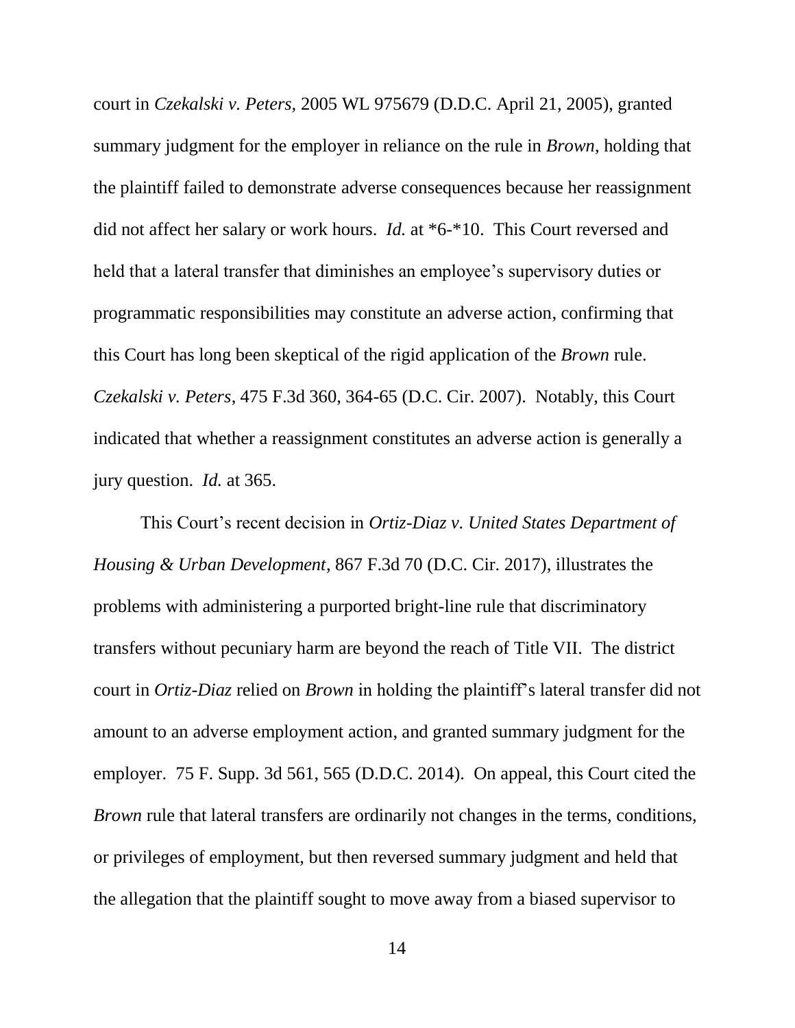court in *Czekalski v. Peters*, 2005 WL 975679 (D.D.C. April 21, 2005), granted summary judgment for the employer in reliance on the rule in *Brown*, holding that the plaintiff failed to demonstrate adverse consequences because her reassignment did not affect her salary or work hours. *Id.* at *6-*10. This Court reversed and held that a lateral transfer that diminishes an employee's supervisory duties or programmatic responsibilities may constitute an adverse action, confirming that this Court has long been skeptical of the rigid application of the *Brown* rule. *Czekalski v. Peters*, 475 F.3d 360, 364-65 (D.C. Cir. 2007). Notably, this Court indicated that whether a reassignment constitutes an adverse action is generally a jury question. *Id.* at 365.

This Court's recent decision in *Ortiz-Diaz v. United States Department of Housing & Urban Development*, 867 F.3d 70 (D.C. Cir. 2017), illustrates the problems with administering a purported bright-line rule that discriminatory transfers without pecuniary harm are beyond the reach of Title VII. The district court in *Ortiz-Diaz* relied on *Brown* in holding the plaintiff's lateral transfer did not amount to an adverse employment action, and granted summary judgment for the employer. 75 F. Supp. 3d 561, 565 (D.D.C. 2014). On appeal, this Court cited the *Brown* rule that lateral transfers are ordinarily not changes in the terms, conditions, or privileges of employment, but then reversed summary judgment and held that the allegation that the plaintiff sought to move away from a biased supervisor to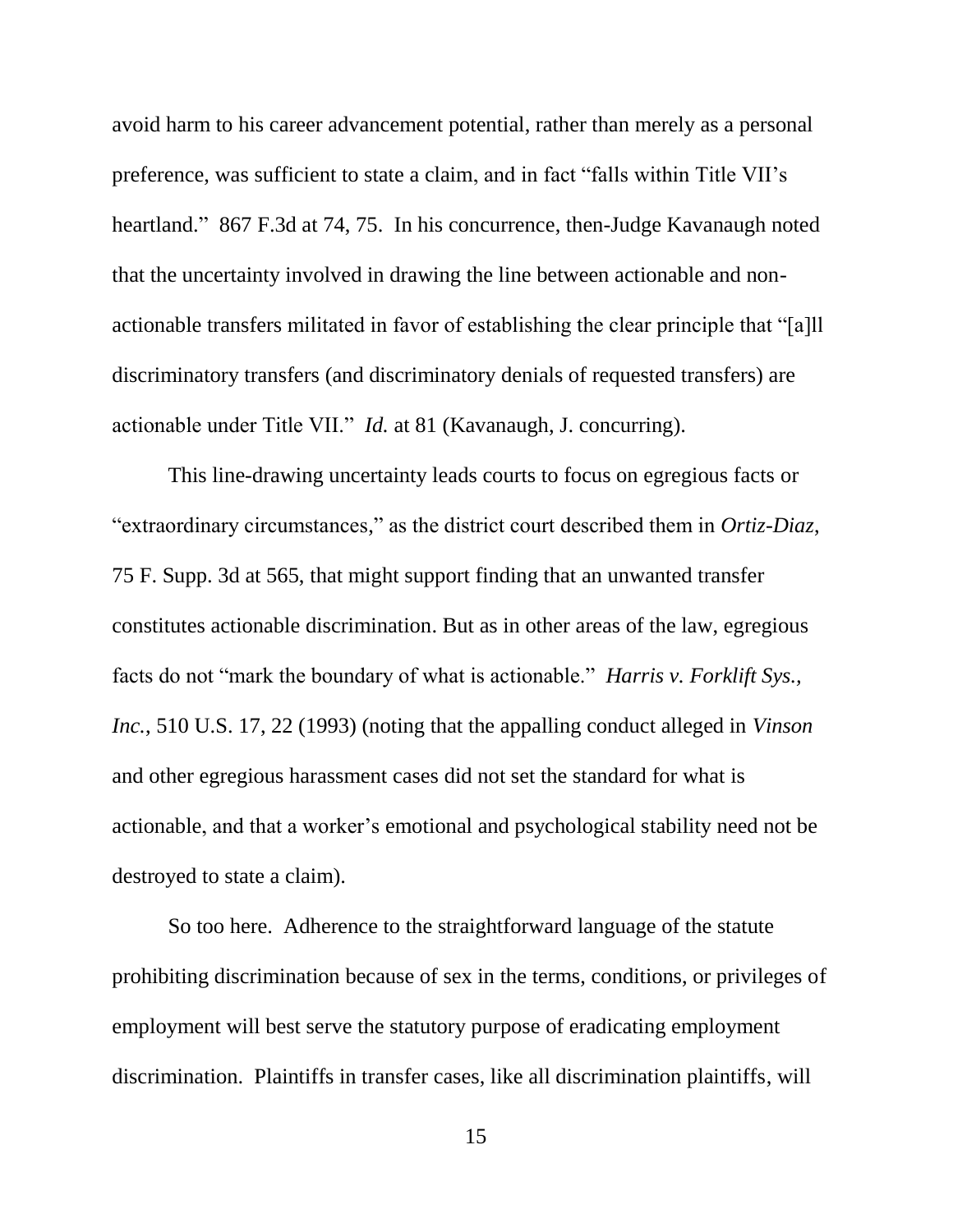avoid harm to his career advancement potential, rather than merely as a personal preference, was sufficient to state a claim, and in fact "falls within Title VII's heartland." 867 F.3d at 74, 75. In his concurrence, then-Judge Kavanaugh noted that the uncertainty involved in drawing the line between actionable and non-actionable transfers militated in favor of establishing the clear principle that "[a]ll discriminatory transfers (and discriminatory denials of requested transfers) are actionable under Title VII." *Id.* at 81 (Kavanaugh, J. concurring).

This line-drawing uncertainty leads courts to focus on egregious facts or "extraordinary circumstances," as the district court described them in *Ortiz-Diaz*, 75 F. Supp. 3d at 565, that might support finding that an unwanted transfer constitutes actionable discrimination. But as in other areas of the law, egregious facts do not "mark the boundary of what is actionable." *Harris v. Forklift Sys., Inc.*, 510 U.S. 17, 22 (1993) (noting that the appalling conduct alleged in *Vinson* and other egregious harassment cases did not set the standard for what is actionable, and that a worker's emotional and psychological stability need not be destroyed to state a claim).

So too here. Adherence to the straightforward language of the statute prohibiting discrimination because of sex in the terms, conditions, or privileges of employment will best serve the statutory purpose of eradicating employment discrimination. Plaintiffs in transfer cases, like all discrimination plaintiffs, will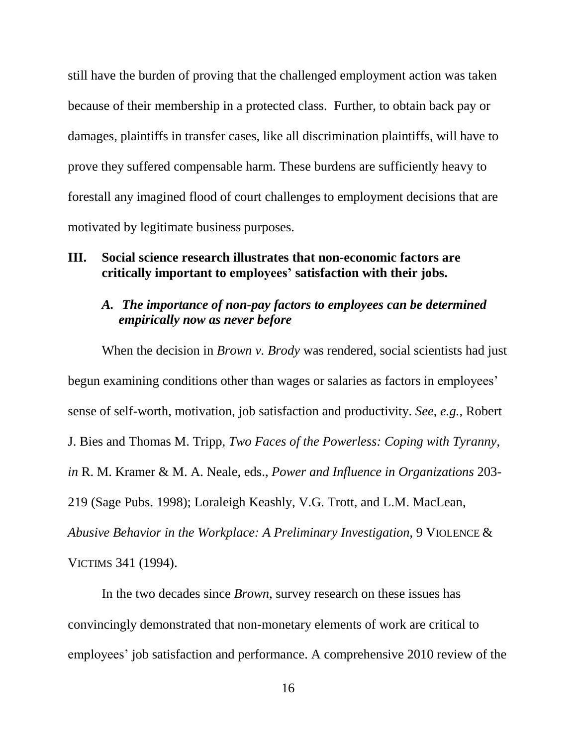still have the burden of proving that the challenged employment action was taken because of their membership in a protected class. Further, to obtain back pay or damages, plaintiffs in transfer cases, like all discrimination plaintiffs, will have to prove they suffered compensable harm. These burdens are sufficiently heavy to forestall any imagined flood of court challenges to employment decisions that are motivated by legitimate business purposes.

## III. Social science research illustrates that non-economic factors are critically important to employees' satisfaction with their jobs.

### *A. The importance of non-pay factors to employees can be determined empirically now as never before*

When the decision in *Brown v. Brody* was rendered, social scientists had just begun examining conditions other than wages or salaries as factors in employees' sense of self-worth, motivation, job satisfaction and productivity. *See, e.g.,* Robert J. Bies and Thomas M. Tripp, *Two Faces of the Powerless: Coping with Tyranny, in* R. M. Kramer & M. A. Neale, eds., *Power and Influence in Organizations* 203-219 (Sage Pubs. 1998); Loraleigh Keashly, V.G. Trott, and L.M. MacLean, *Abusive Behavior in the Workplace: A Preliminary Investigation*, 9 VIOLENCE & VICTIMS 341 (1994).

In the two decades since *Brown*, survey research on these issues has convincingly demonstrated that non-monetary elements of work are critical to employees' job satisfaction and performance. A comprehensive 2010 review of the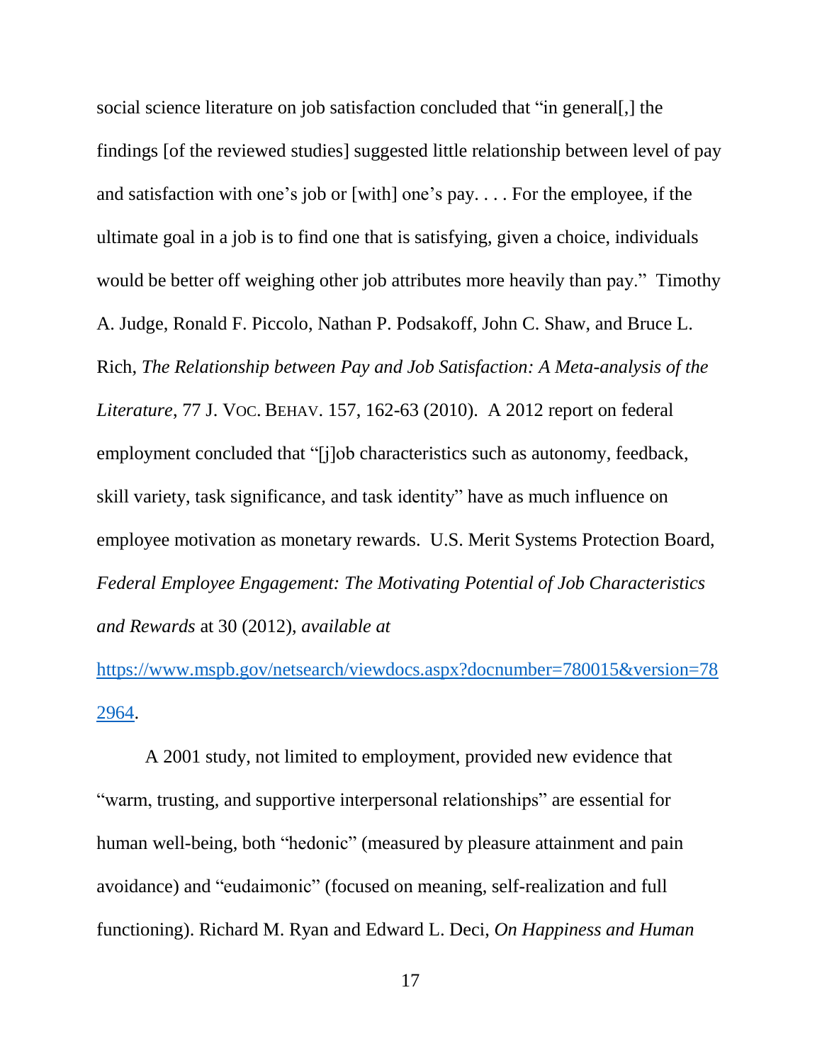social science literature on job satisfaction concluded that "in general[,] the findings [of the reviewed studies] suggested little relationship between level of pay and satisfaction with one's job or [with] one's pay. . . . For the employee, if the ultimate goal in a job is to find one that is satisfying, given a choice, individuals would be better off weighing other job attributes more heavily than pay." Timothy A. Judge, Ronald F. Piccolo, Nathan P. Podsakoff, John C. Shaw, and Bruce L. Rich, *The Relationship between Pay and Job Satisfaction: A Meta-analysis of the Literature*, 77 J. VOC. BEHAV. 157, 162-63 (2010). A 2012 report on federal employment concluded that "[j]ob characteristics such as autonomy, feedback, skill variety, task significance, and task identity" have as much influence on employee motivation as monetary rewards. U.S. Merit Systems Protection Board, *Federal Employee Engagement: The Motivating Potential of Job Characteristics and Rewards* at 30 (2012), *available at* [https://www.mspb.gov/netsearch/viewdocs.aspx?docnumber=780015&version=782964](https://www.mspb.gov/netsearch/viewdocs.aspx?docnumber=780015&version=782964).

A 2001 study, not limited to employment, provided new evidence that "warm, trusting, and supportive interpersonal relationships" are essential for human well-being, both "hedonic" (measured by pleasure attainment and pain avoidance) and "eudaimonic" (focused on meaning, self-realization and full functioning). Richard M. Ryan and Edward L. Deci, *On Happiness and Human*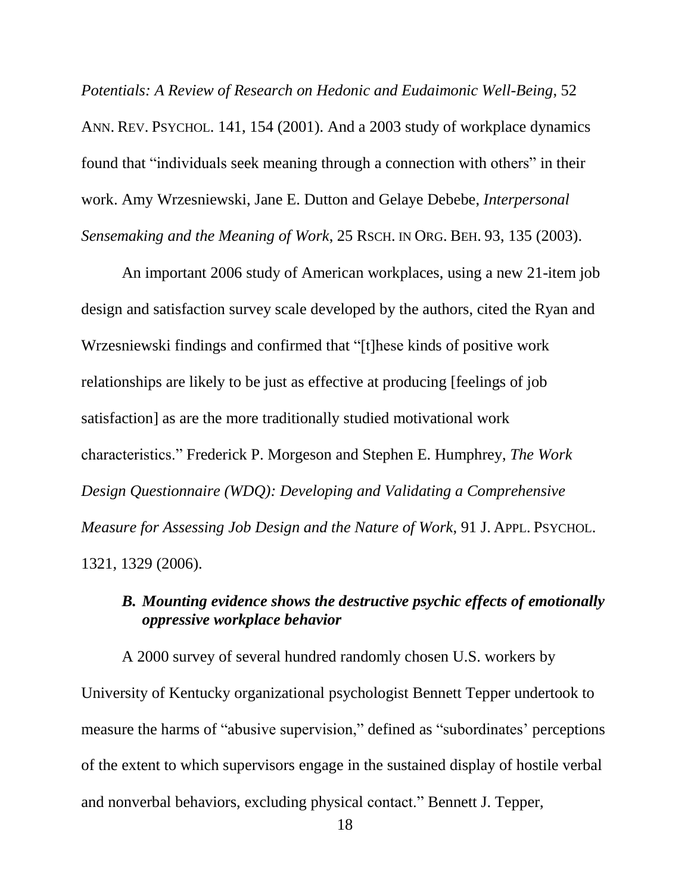*Potentials: A Review of Research on Hedonic and Eudaimonic Well-Being*, 52 ANN. REV. PSYCHOL. 141, 154 (2001). And a 2003 study of workplace dynamics found that "individuals seek meaning through a connection with others" in their work. Amy Wrzesniewski, Jane E. Dutton and Gelaye Debebe, *Interpersonal Sensemaking and the Meaning of Work*, 25 RSCH. IN ORG. BEH. 93, 135 (2003).

An important 2006 study of American workplaces, using a new 21-item job design and satisfaction survey scale developed by the authors, cited the Ryan and Wrzesniewski findings and confirmed that "[t]hese kinds of positive work relationships are likely to be just as effective at producing [feelings of job satisfaction] as are the more traditionally studied motivational work characteristics." Frederick P. Morgeson and Stephen E. Humphrey, *The Work Design Questionnaire (WDQ): Developing and Validating a Comprehensive Measure for Assessing Job Design and the Nature of Work*, 91 J. APPL. PSYCHOL. 1321, 1329 (2006).

### *B. Mounting evidence shows the destructive psychic effects of emotionally oppressive workplace behavior*

A 2000 survey of several hundred randomly chosen U.S. workers by University of Kentucky organizational psychologist Bennett Tepper undertook to measure the harms of "abusive supervision," defined as "subordinates' perceptions of the extent to which supervisors engage in the sustained display of hostile verbal and nonverbal behaviors, excluding physical contact." Bennett J. Tepper,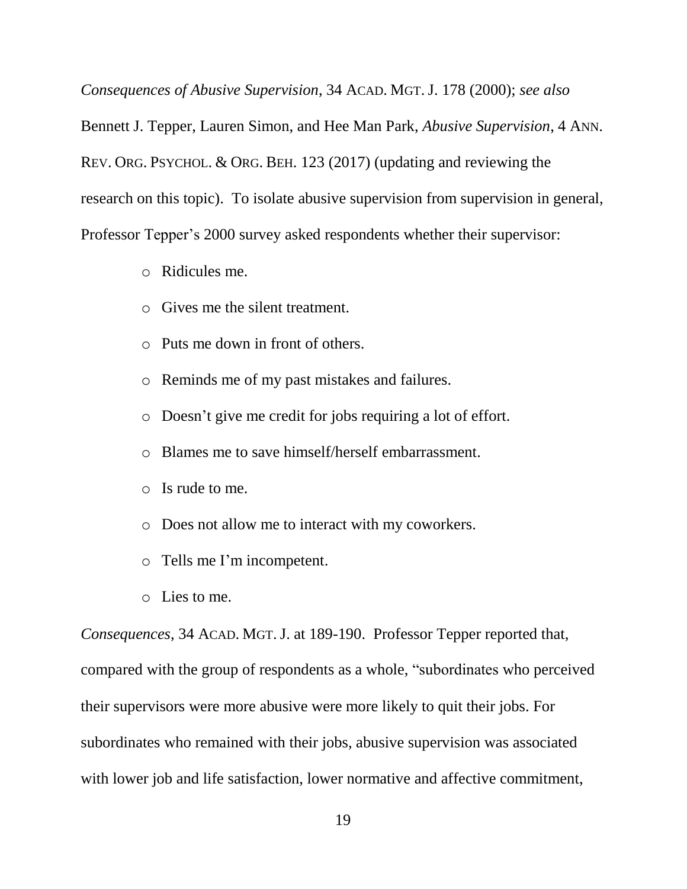*Consequences of Abusive Supervision*, 34 ACAD. MGT. J. 178 (2000); *see also* Bennett J. Tepper, Lauren Simon, and Hee Man Park, *Abusive Supervision*, 4 ANN. REV. ORG. PSYCHOL. & ORG. BEH. 123 (2017) (updating and reviewing the research on this topic). To isolate abusive supervision from supervision in general, Professor Tepper's 2000 survey asked respondents whether their supervisor:

- Ridicules me.
- Gives me the silent treatment.
- Puts me down in front of others.
- Reminds me of my past mistakes and failures.
- Doesn't give me credit for jobs requiring a lot of effort.
- Blames me to save himself/herself embarrassment.
- Is rude to me.
- Does not allow me to interact with my coworkers.
- Tells me I'm incompetent.
- Lies to me.

*Consequences*, 34 ACAD. MGT. J. at 189-190. Professor Tepper reported that, compared with the group of respondents as a whole, "subordinates who perceived their supervisors were more abusive were more likely to quit their jobs. For subordinates who remained with their jobs, abusive supervision was associated with lower job and life satisfaction, lower normative and affective commitment,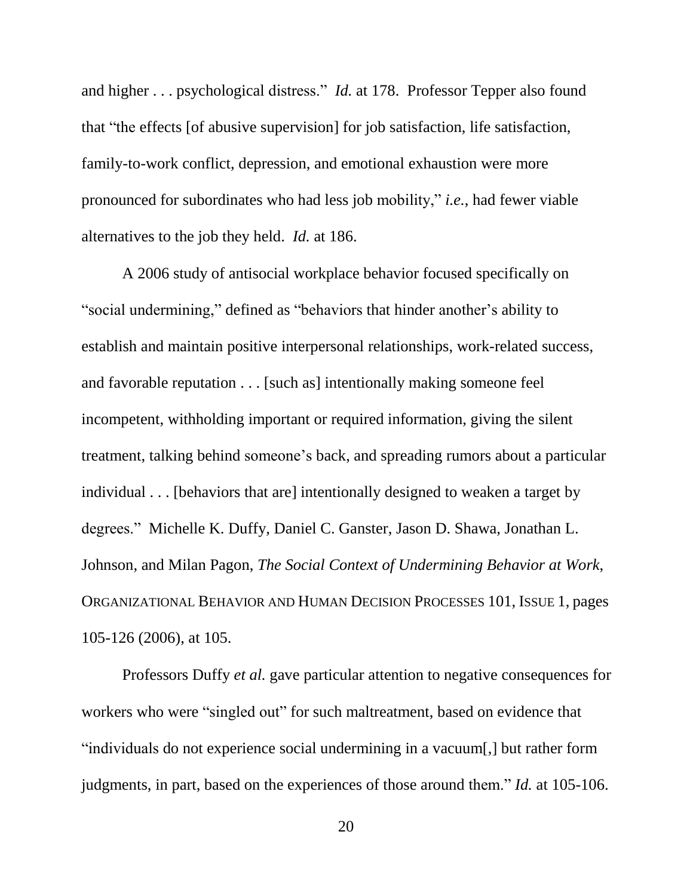and higher . . . psychological distress." *Id.* at 178. Professor Tepper also found that "the effects [of abusive supervision] for job satisfaction, life satisfaction, family-to-work conflict, depression, and emotional exhaustion were more pronounced for subordinates who had less job mobility," *i.e.*, had fewer viable alternatives to the job they held. *Id.* at 186.

A 2006 study of antisocial workplace behavior focused specifically on "social undermining," defined as "behaviors that hinder another's ability to establish and maintain positive interpersonal relationships, work-related success, and favorable reputation . . . [such as] intentionally making someone feel incompetent, withholding important or required information, giving the silent treatment, talking behind someone's back, and spreading rumors about a particular individual . . . [behaviors that are] intentionally designed to weaken a target by degrees." Michelle K. Duffy, Daniel C. Ganster, Jason D. Shawa, Jonathan L. Johnson, and Milan Pagon, *The Social Context of Undermining Behavior at Work*, ORGANIZATIONAL BEHAVIOR AND HUMAN DECISION PROCESSES 101, ISSUE 1, pages 105-126 (2006), at 105.

Professors Duffy *et al.* gave particular attention to negative consequences for workers who were "singled out" for such maltreatment, based on evidence that "individuals do not experience social undermining in a vacuum[,] but rather form judgments, in part, based on the experiences of those around them." *Id.* at 105-106.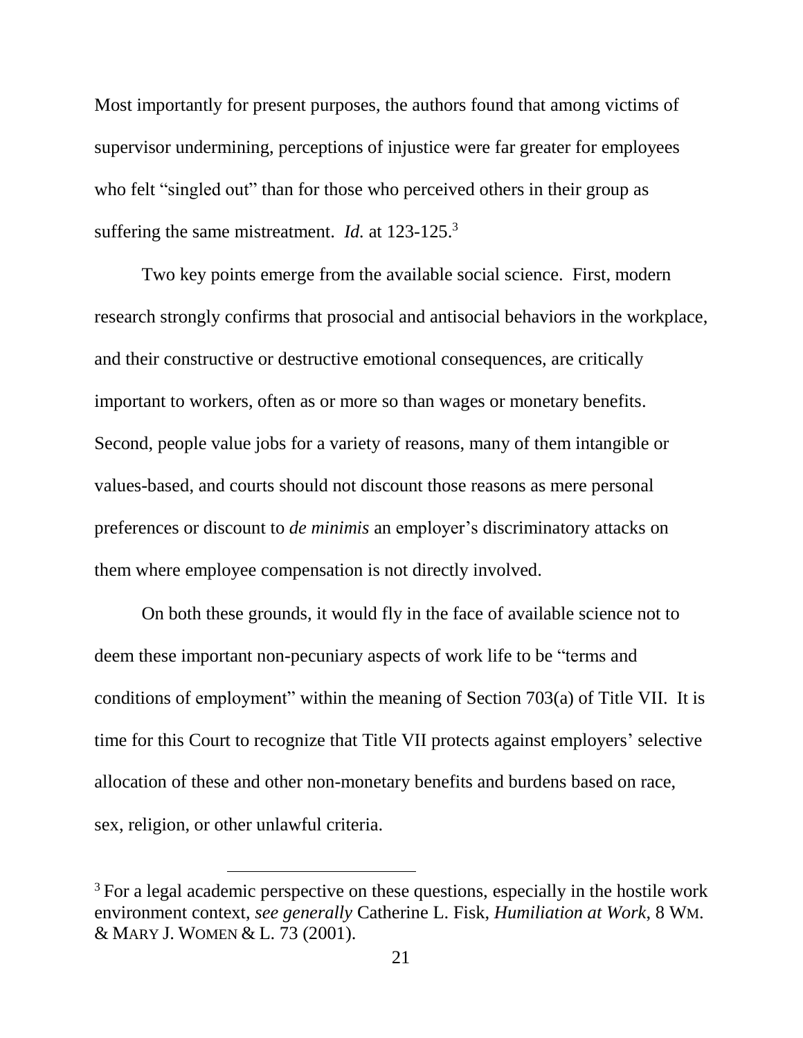Most importantly for present purposes, the authors found that among victims of supervisor undermining, perceptions of injustice were far greater for employees who felt "singled out" than for those who perceived others in their group as suffering the same mistreatment. *Id.* at 123-125.[3]

Two key points emerge from the available social science. First, modern research strongly confirms that prosocial and antisocial behaviors in the workplace, and their constructive or destructive emotional consequences, are critically important to workers, often as or more so than wages or monetary benefits. Second, people value jobs for a variety of reasons, many of them intangible or values-based, and courts should not discount those reasons as mere personal preferences or discount to *de minimis* an employer's discriminatory attacks on them where employee compensation is not directly involved.

On both these grounds, it would fly in the face of available science not to deem these important non-pecuniary aspects of work life to be "terms and conditions of employment" within the meaning of Section 703(a) of Title VII. It is time for this Court to recognize that Title VII protects against employers' selective allocation of these and other non-monetary benefits and burdens based on race, sex, religion, or other unlawful criteria.

---

[3] For a legal academic perspective on these questions, especially in the hostile work environment context, *see generally* Catherine L. Fisk, *Humiliation at Work*, 8 WM. & MARY J. WOMEN & L. 73 (2001).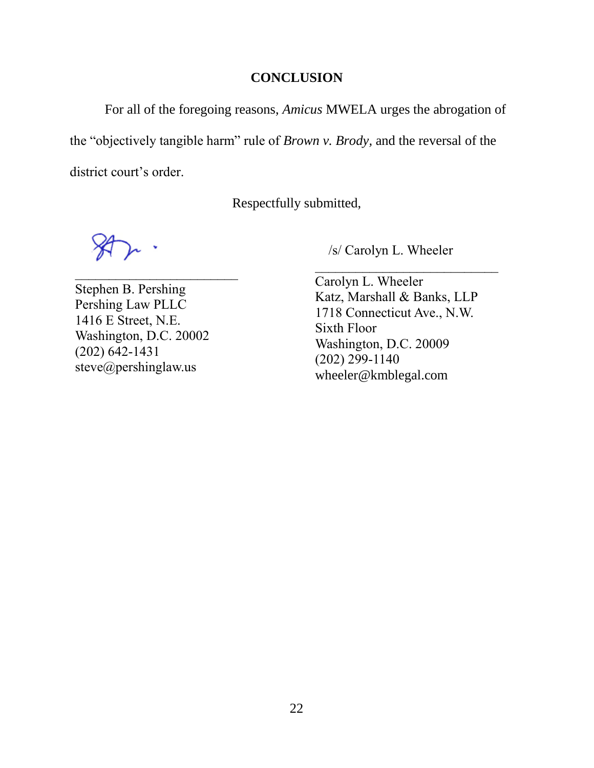## CONCLUSION

For all of the foregoing reasons, *Amicus* MWELA urges the abrogation of the "objectively tangible harm" rule of *Brown v. Brody,* and the reversal of the district court's order.

Respectfully submitted,

\_\_\_\_\_\_\_\_\_\_\_\_\_\_\_\_\_\_\_\_\_\_\_\_\_
Stephen B. Pershing
Pershing Law PLLC
1416 E Street, N.E.
Washington, D.C. 20002
(202) 642-1431
steve@pershinglaw.us

/s/ Carolyn L. Wheeler
\_\_\_\_\_\_\_\_\_\_\_\_\_\_\_\_\_\_\_\_\_\_\_\_\_\_\_\_
Carolyn L. Wheeler
Katz, Marshall & Banks, LLP
1718 Connecticut Ave., N.W.
Sixth Floor
Washington, D.C. 20009
(202) 299-1140
wheeler@kmblegal.com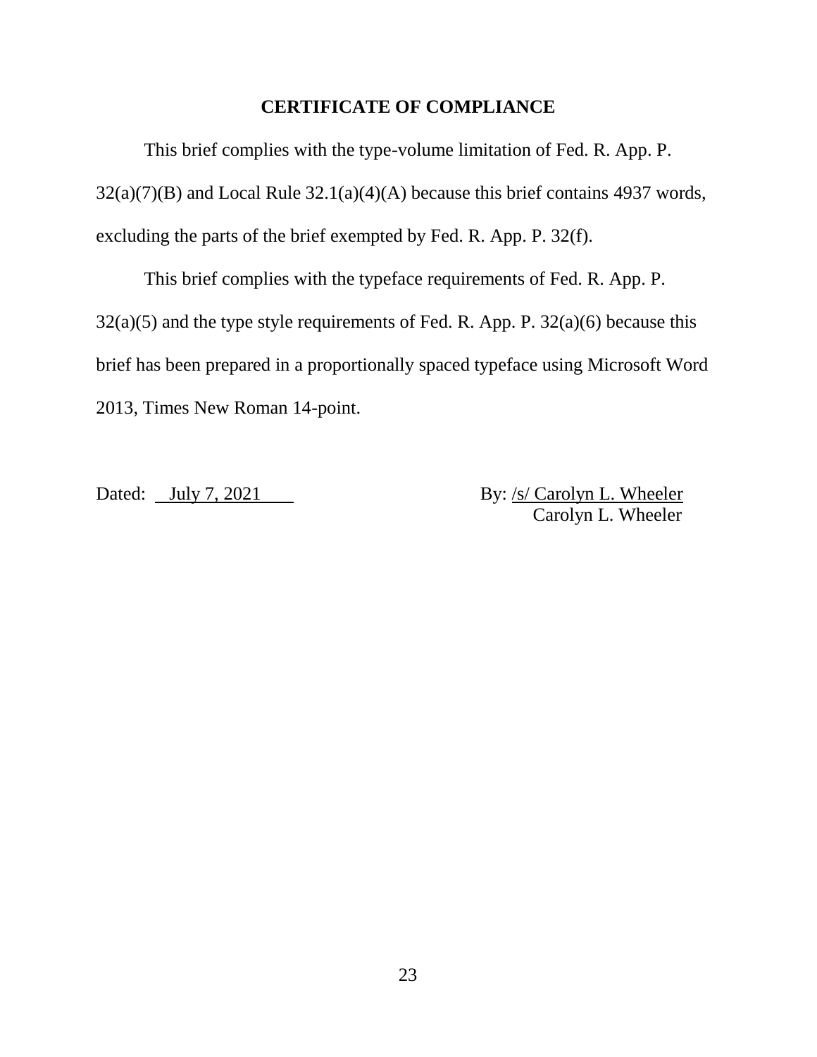## CERTIFICATE OF COMPLIANCE

This brief complies with the type-volume limitation of Fed. R. App. P. 32(a)(7)(B) and Local Rule 32.1(a)(4)(A) because this brief contains 4937 words, excluding the parts of the brief exempted by Fed. R. App. P. 32(f).

This brief complies with the typeface requirements of Fed. R. App. P. 32(a)(5) and the type style requirements of Fed. R. App. P. 32(a)(6) because this brief has been prepared in a proportionally spaced typeface using Microsoft Word 2013, Times New Roman 14-point.

Dated: July 7, 2021

By: /s/ Carolyn L. Wheeler
Carolyn L. Wheeler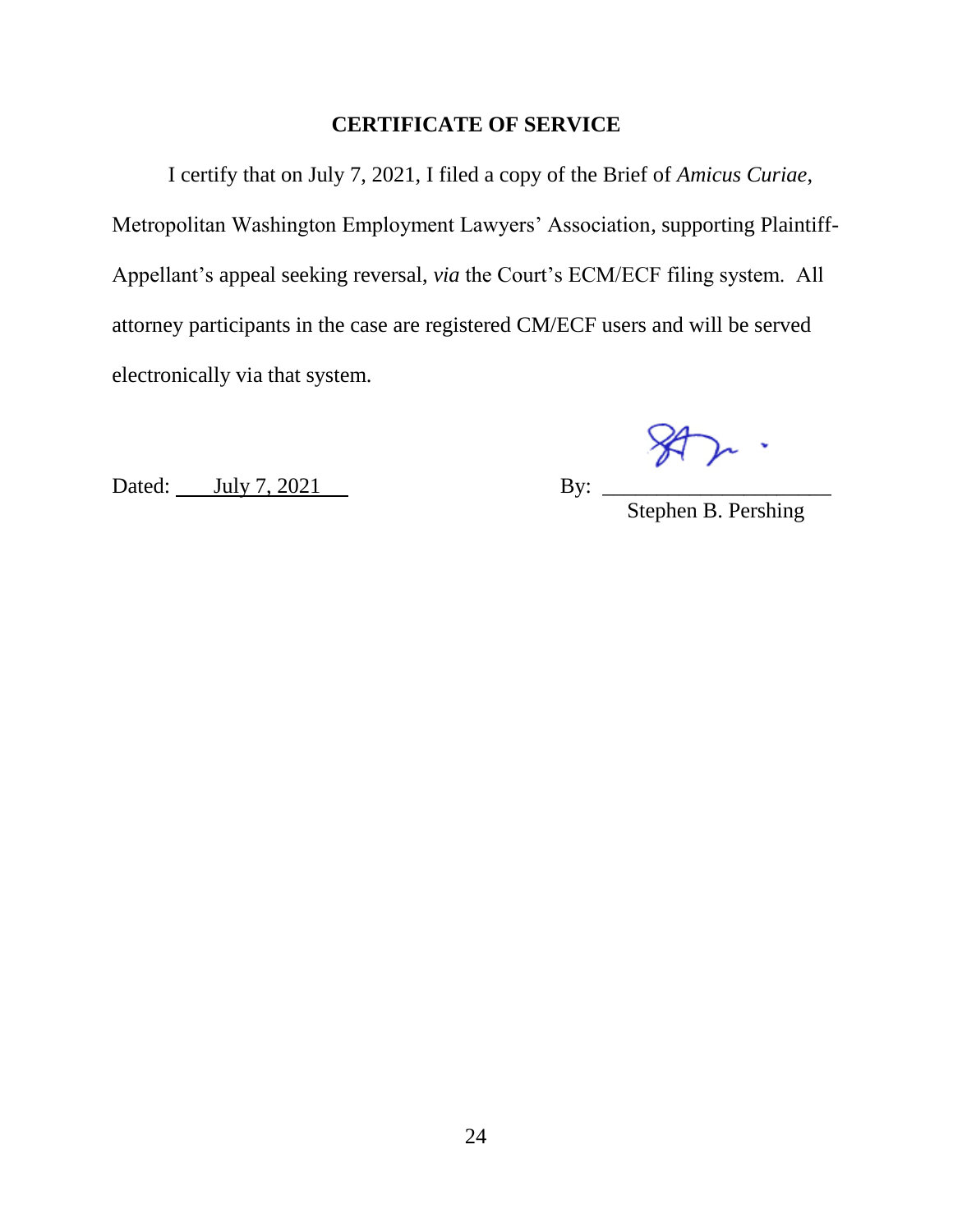## CERTIFICATE OF SERVICE

I certify that on July 7, 2021, I filed a copy of the Brief of *Amicus Curiae*, Metropolitan Washington Employment Lawyers' Association, supporting Plaintiff-Appellant's appeal seeking reversal, *via* the Court's ECM/ECF filing system. All attorney participants in the case are registered CM/ECF users and will be served electronically via that system.

Dated: July 7, 2021

By: ______________________
Stephen B. Pershing